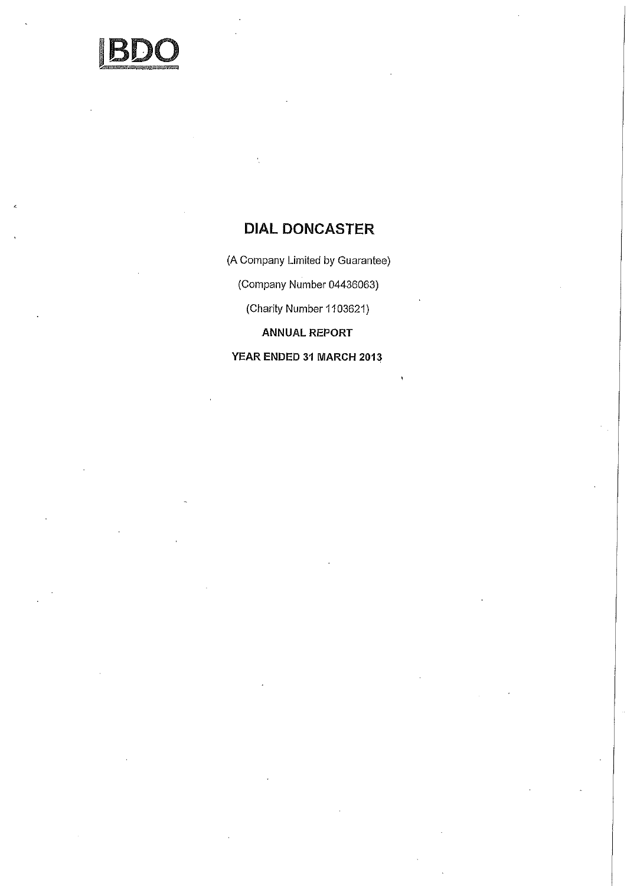BDO

# DIAL DONCASTER

(A Company Limited by Guarantee)

(Company Number 04436063)

(Charity Number 1103621)

**ANNUAL REPORT**

**YEAR ENDED 31 MARCH 2013**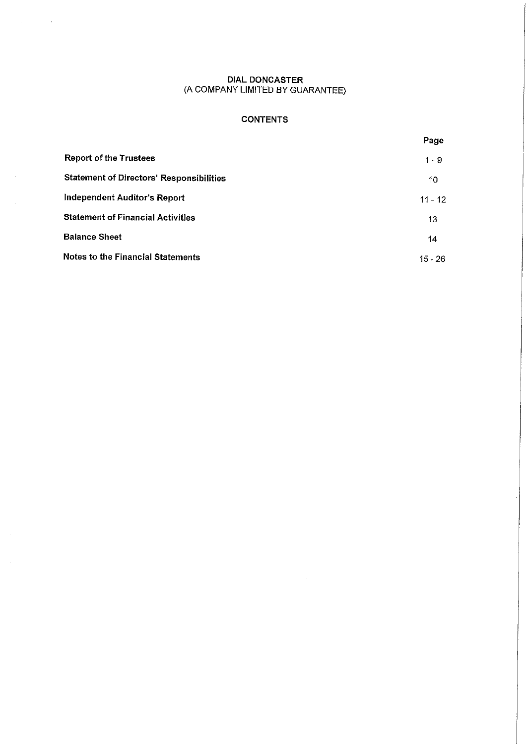# DIAL DONCASTER
(A COMPANY LIMITED BY GUARANTEE)

## CONTENTS

| | Page |
|---|---|
| **Report of the Trustees** | 1 - 9 |
| **Statement of Directors' Responsibilities** | 10 |
| **Independent Auditor's Report** | 11 - 12 |
| **Statement of Financial Activities** | 13 |
| **Balance Sheet** | 14 |
| **Notes to the Financial Statements** | 15 - 26 |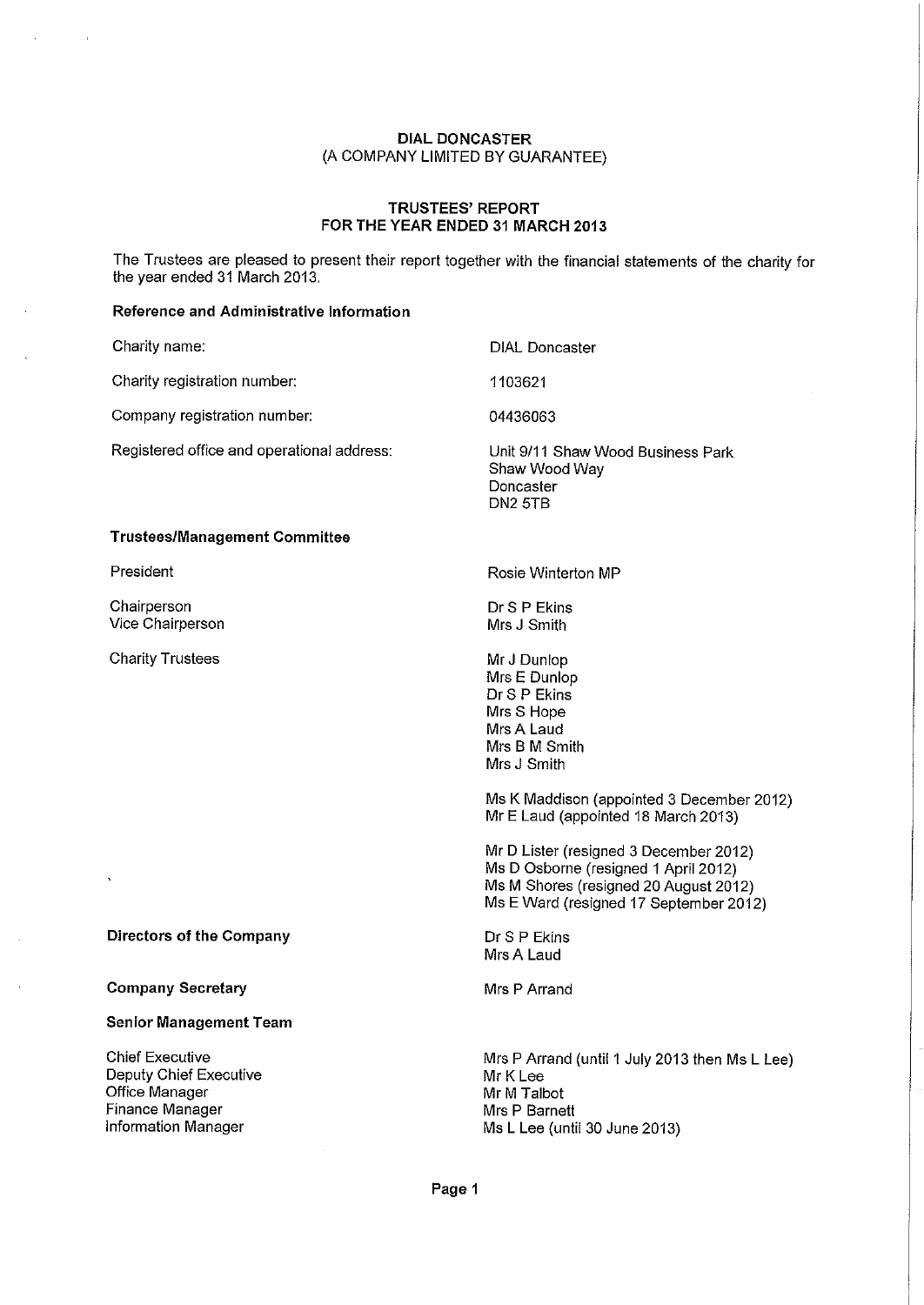**DIAL DONCASTER**
(A COMPANY LIMITED BY GUARANTEE)

**TRUSTEES' REPORT**
**FOR THE YEAR ENDED 31 MARCH 2013**

The Trustees are pleased to present their report together with the financial statements of the charity for the year ended 31 March 2013.

**Reference and Administrative Information**

| | |
|---|---|
| Charity name: | DIAL Doncaster |
| Charity registration number: | 1103621 |
| Company registration number: | 04436063 |
| Registered office and operational address: | Unit 9/11 Shaw Wood Business Park<br>Shaw Wood Way<br>Doncaster<br>DN2 5TB |

**Trustees/Management Committee**

| | |
|---|---|
| President | Rosie Winterton MP |
| Chairperson | Dr S P Ekins |
| Vice Chairperson | Mrs J Smith |
| Charity Trustees | Mr J Dunlop<br>Mrs E Dunlop<br>Dr S P Ekins<br>Mrs S Hope<br>Mrs A Laud<br>Mrs B M Smith<br>Mrs J Smith |
| | Ms K Maddison (appointed 3 December 2012)<br>Mr E Laud (appointed 18 March 2013) |
| | Mr D Lister (resigned 3 December 2012)<br>Ms D Osborne (resigned 1 April 2012)<br>Ms M Shores (resigned 20 August 2012)<br>Ms E Ward (resigned 17 September 2012) |
| **Directors of the Company** | Dr S P Ekins<br>Mrs A Laud |
| **Company Secretary** | Mrs P Arrand |

**Senior Management Team**

| | |
|---|---|
| Chief Executive | Mrs P Arrand (until 1 July 2013 then Ms L Lee) |
| Deputy Chief Executive | Mr K Lee |
| Office Manager | Mr M Talbot |
| Finance Manager | Mrs P Barnett |
| Information Manager | Ms L Lee (until 30 June 2013) |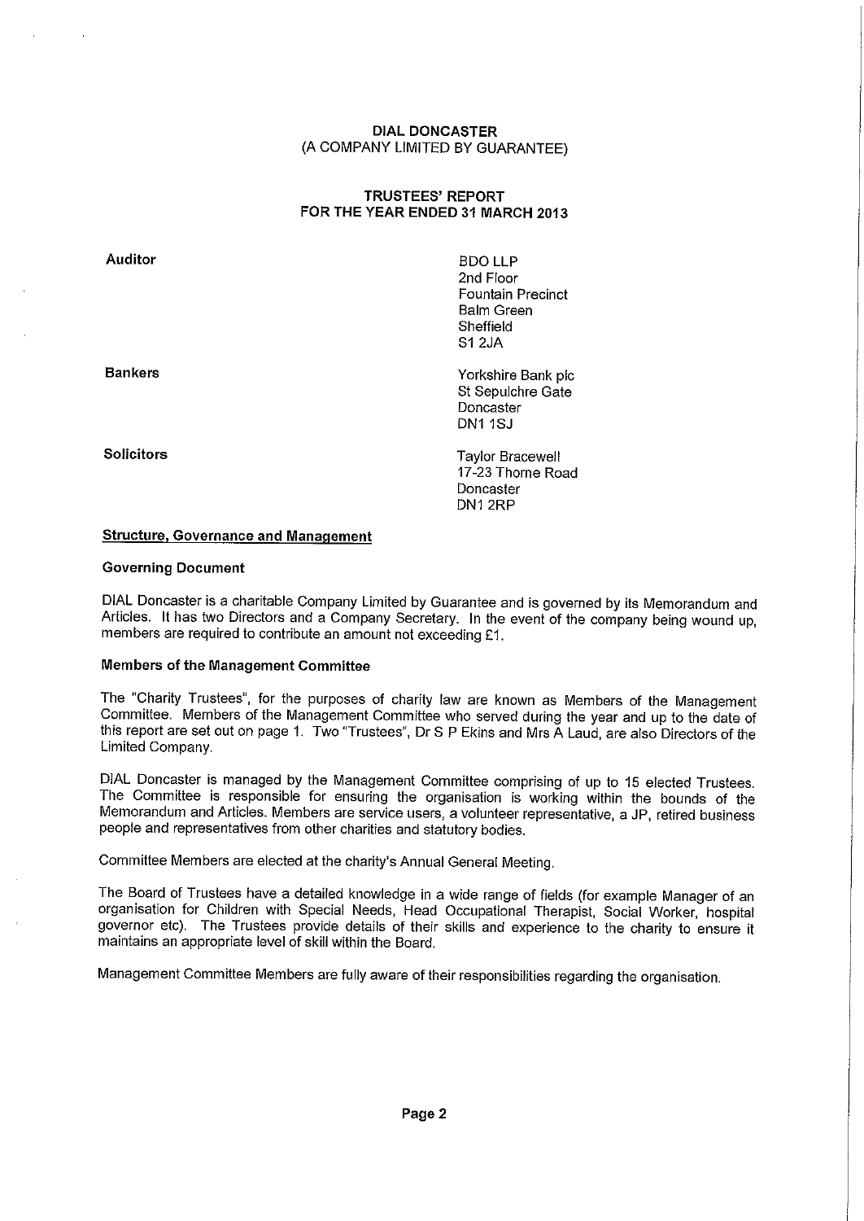**DIAL DONCASTER**
**(A COMPANY LIMITED BY GUARANTEE)**

**TRUSTEES' REPORT**
**FOR THE YEAR ENDED 31 MARCH 2013**

| | |
|---|---|
| **Auditor** | BDO LLP<br>2nd Floor<br>Fountain Precinct<br>Balm Green<br>Sheffield<br>S1 2JA |
| **Bankers** | Yorkshire Bank plc<br>St Sepulchre Gate<br>Doncaster<br>DN1 1SJ |
| **Solicitors** | Taylor Bracewell<br>17-23 Thorne Road<br>Doncaster<br>DN1 2RP |

## Structure, Governance and Management

### Governing Document

DIAL Doncaster is a charitable Company Limited by Guarantee and is governed by its Memorandum and Articles. It has two Directors and a Company Secretary. In the event of the company being wound up, members are required to contribute an amount not exceeding £1.

### Members of the Management Committee

The "Charity Trustees", for the purposes of charity law are known as Members of the Management Committee. Members of the Management Committee who served during the year and up to the date of this report are set out on page 1. Two "Trustees", Dr S P Ekins and Mrs A Laud, are also Directors of the Limited Company.

DIAL Doncaster is managed by the Management Committee comprising of up to 15 elected Trustees. The Committee is responsible for ensuring the organisation is working within the bounds of the Memorandum and Articles. Members are service users, a volunteer representative, a JP, retired business people and representatives from other charities and statutory bodies.

Committee Members are elected at the charity's Annual General Meeting.

The Board of Trustees have a detailed knowledge in a wide range of fields (for example Manager of an organisation for Children with Special Needs, Head Occupational Therapist, Social Worker, hospital governor etc). The Trustees provide details of their skills and experience to the charity to ensure it maintains an appropriate level of skill within the Board.

Management Committee Members are fully aware of their responsibilities regarding the organisation.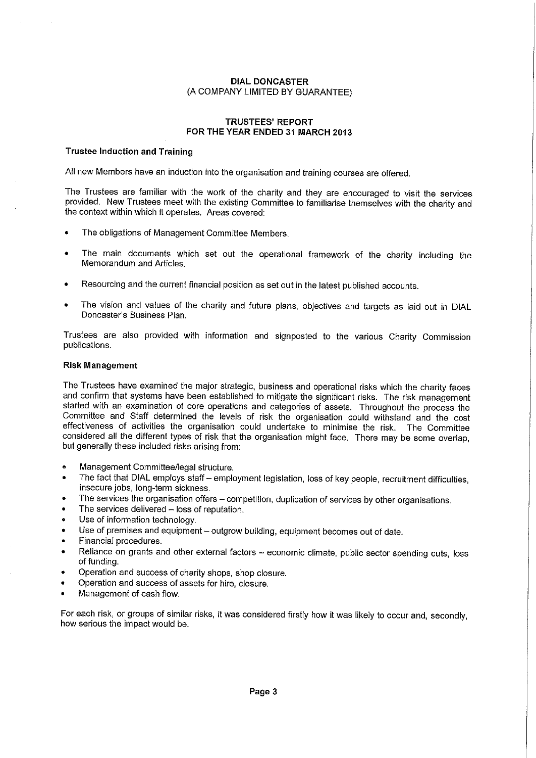**DIAL DONCASTER**
(A COMPANY LIMITED BY GUARANTEE)

**TRUSTEES' REPORT**
**FOR THE YEAR ENDED 31 MARCH 2013**

### Trustee Induction and Training

All new Members have an induction into the organisation and training courses are offered.

The Trustees are familiar with the work of the charity and they are encouraged to visit the services provided. New Trustees meet with the existing Committee to familiarise themselves with the charity and the context within which it operates. Areas covered:

- The obligations of Management Committee Members.
- The main documents which set out the operational framework of the charity including the Memorandum and Articles.
- Resourcing and the current financial position as set out in the latest published accounts.
- The vision and values of the charity and future plans, objectives and targets as laid out in DIAL Doncaster's Business Plan.

Trustees are also provided with information and signposted to the various Charity Commission publications.

### Risk Management

The Trustees have examined the major strategic, business and operational risks which the charity faces and confirm that systems have been established to mitigate the significant risks. The risk management started with an examination of core operations and categories of assets. Throughout the process the Committee and Staff determined the levels of risk the organisation could withstand and the cost effectiveness of activities the organisation could undertake to minimise the risk. The Committee considered all the different types of risk that the organisation might face. There may be some overlap, but generally these included risks arising from:

- Management Committee/legal structure.
- The fact that DIAL employs staff – employment legislation, loss of key people, recruitment difficulties, insecure jobs, long-term sickness.
- The services the organisation offers – competition, duplication of services by other organisations.
- The services delivered – loss of reputation.
- Use of information technology.
- Use of premises and equipment – outgrow building, equipment becomes out of date.
- Financial procedures.
- Reliance on grants and other external factors – economic climate, public sector spending cuts, loss of funding.
- Operation and success of charity shops, shop closure.
- Operation and success of assets for hire, closure.
- Management of cash flow.

For each risk, or groups of similar risks, it was considered firstly how it was likely to occur and, secondly, how serious the impact would be.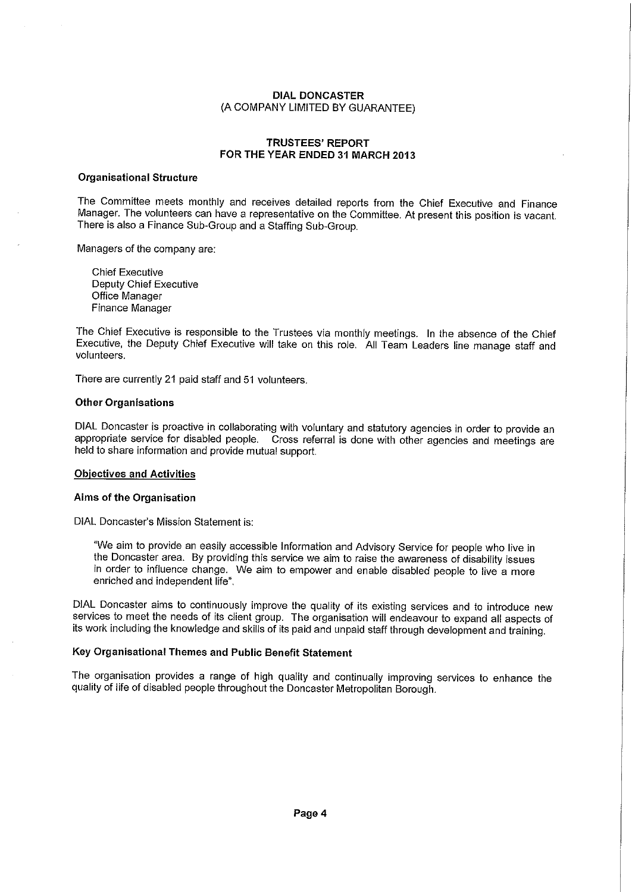**DIAL DONCASTER**
(A COMPANY LIMITED BY GUARANTEE)

**TRUSTEES' REPORT**
**FOR THE YEAR ENDED 31 MARCH 2013**

**Organisational Structure**

The Committee meets monthly and receives detailed reports from the Chief Executive and Finance Manager. The volunteers can have a representative on the Committee. At present this position is vacant. There is also a Finance Sub-Group and a Staffing Sub-Group.

Managers of the company are:

Chief Executive
Deputy Chief Executive
Office Manager
Finance Manager

The Chief Executive is responsible to the Trustees via monthly meetings. In the absence of the Chief Executive, the Deputy Chief Executive will take on this role. All Team Leaders line manage staff and volunteers.

There are currently 21 paid staff and 51 volunteers.

**Other Organisations**

DIAL Doncaster is proactive in collaborating with voluntary and statutory agencies in order to provide an appropriate service for disabled people. Cross referral is done with other agencies and meetings are held to share information and provide mutual support.

**Objectives and Activities**

**Aims of the Organisation**

DIAL Doncaster's Mission Statement is:

> "We aim to provide an easily accessible Information and Advisory Service for people who live in the Doncaster area. By providing this service we aim to raise the awareness of disability issues in order to influence change. We aim to empower and enable disabled people to live a more enriched and independent life".

DIAL Doncaster aims to continuously improve the quality of its existing services and to introduce new services to meet the needs of its client group. The organisation will endeavour to expand all aspects of its work including the knowledge and skills of its paid and unpaid staff through development and training.

**Key Organisational Themes and Public Benefit Statement**

The organisation provides a range of high quality and continually improving services to enhance the quality of life of disabled people throughout the Doncaster Metropolitan Borough.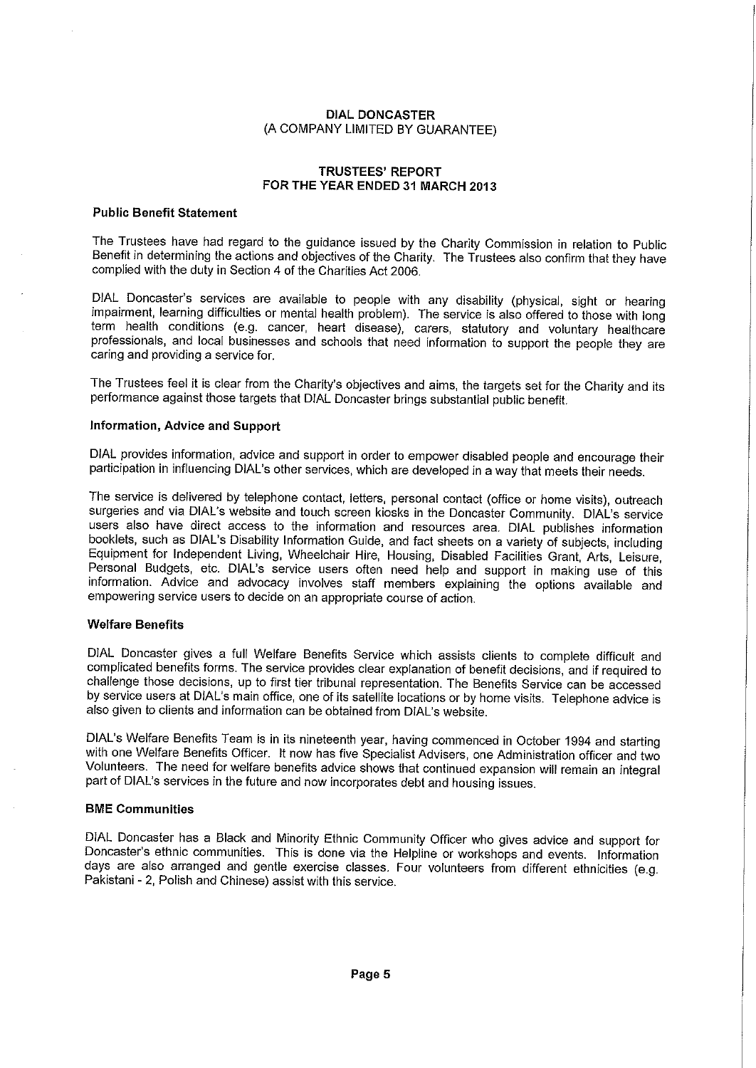DIAL DONCASTER
(A COMPANY LIMITED BY GUARANTEE)

TRUSTEES' REPORT
FOR THE YEAR ENDED 31 MARCH 2013

**Public Benefit Statement**

The Trustees have had regard to the guidance issued by the Charity Commission in relation to Public Benefit in determining the actions and objectives of the Charity. The Trustees also confirm that they have complied with the duty in Section 4 of the Charities Act 2006.

DIAL Doncaster's services are available to people with any disability (physical, sight or hearing impairment, learning difficulties or mental health problem). The service is also offered to those with long term health conditions (e.g. cancer, heart disease), carers, statutory and voluntary healthcare professionals, and local businesses and schools that need information to support the people they are caring and providing a service for.

The Trustees feel it is clear from the Charity's objectives and aims, the targets set for the Charity and its performance against those targets that DIAL Doncaster brings substantial public benefit.

**Information, Advice and Support**

DIAL provides information, advice and support in order to empower disabled people and encourage their participation in influencing DIAL's other services, which are developed in a way that meets their needs.

The service is delivered by telephone contact, letters, personal contact (office or home visits), outreach surgeries and via DIAL's website and touch screen kiosks in the Doncaster Community. DIAL's service users also have direct access to the information and resources area. DIAL publishes information booklets, such as DIAL's Disability Information Guide, and fact sheets on a variety of subjects, including Equipment for Independent Living, Wheelchair Hire, Housing, Disabled Facilities Grant, Arts, Leisure, Personal Budgets, etc. DIAL's service users often need help and support in making use of this information. Advice and advocacy involves staff members explaining the options available and empowering service users to decide on an appropriate course of action.

**Welfare Benefits**

DIAL Doncaster gives a full Welfare Benefits Service which assists clients to complete difficult and complicated benefits forms. The service provides clear explanation of benefit decisions, and if required to challenge those decisions, up to first tier tribunal representation. The Benefits Service can be accessed by service users at DIAL's main office, one of its satellite locations or by home visits. Telephone advice is also given to clients and information can be obtained from DIAL's website.

DIAL's Welfare Benefits Team is in its nineteenth year, having commenced in October 1994 and starting with one Welfare Benefits Officer. It now has five Specialist Advisers, one Administration officer and two Volunteers. The need for welfare benefits advice shows that continued expansion will remain an integral part of DIAL's services in the future and now incorporates debt and housing issues.

**BME Communities**

DIAL Doncaster has a Black and Minority Ethnic Community Officer who gives advice and support for Doncaster's ethnic communities. This is done via the Helpline or workshops and events. Information days are also arranged and gentle exercise classes. Four volunteers from different ethnicities (e.g. Pakistani - 2, Polish and Chinese) assist with this service.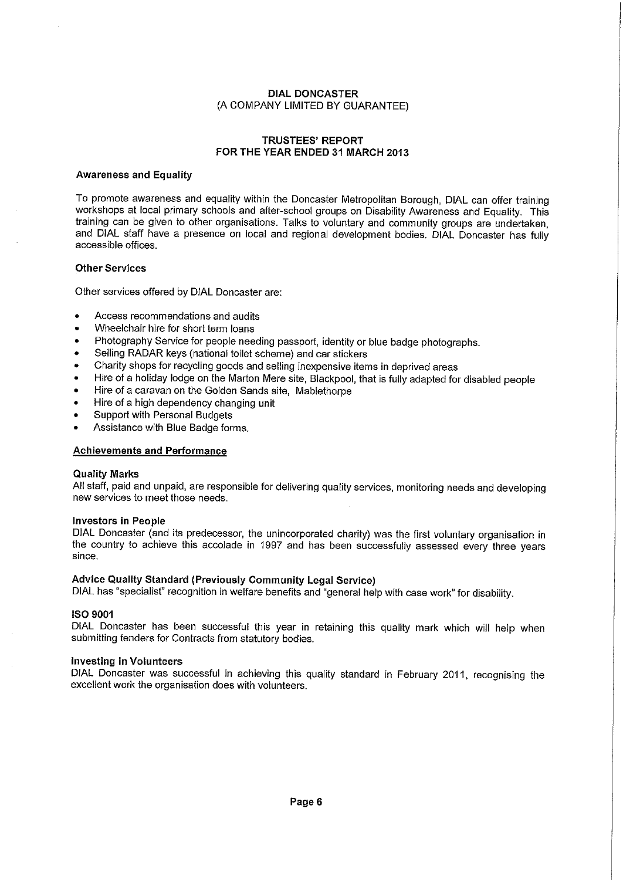**DIAL DONCASTER**
**(A COMPANY LIMITED BY GUARANTEE)**

**TRUSTEES' REPORT**
**FOR THE YEAR ENDED 31 MARCH 2013**

### Awareness and Equality

To promote awareness and equality within the Doncaster Metropolitan Borough, DIAL can offer training workshops at local primary schools and after-school groups on Disability Awareness and Equality. This training can be given to other organisations. Talks to voluntary and community groups are undertaken, and DIAL staff have a presence on local and regional development bodies. DIAL Doncaster has fully accessible offices.

### Other Services

Other services offered by DIAL Doncaster are:

- Access recommendations and audits
- Wheelchair hire for short term loans
- Photography Service for people needing passport, identity or blue badge photographs.
- Selling RADAR keys (national toilet scheme) and car stickers
- Charity shops for recycling goods and selling inexpensive items in deprived areas
- Hire of a holiday lodge on the Marton Mere site, Blackpool, that is fully adapted for disabled people
- Hire of a caravan on the Golden Sands site, Mablethorpe
- Hire of a high dependency changing unit
- Support with Personal Budgets
- Assistance with Blue Badge forms.

## Achievements and Performance

### Quality Marks

All staff, paid and unpaid, are responsible for delivering quality services, monitoring needs and developing new services to meet those needs.

### Investors in People

DIAL Doncaster (and its predecessor, the unincorporated charity) was the first voluntary organisation in the country to achieve this accolade in 1997 and has been successfully assessed every three years since.

### Advice Quality Standard (Previously Community Legal Service)

DIAL has "specialist" recognition in welfare benefits and "general help with case work" for disability.

### ISO 9001

DIAL Doncaster has been successful this year in retaining this quality mark which will help when submitting tenders for Contracts from statutory bodies.

### Investing in Volunteers

DIAL Doncaster was successful in achieving this quality standard in February 2011, recognising the excellent work the organisation does with volunteers.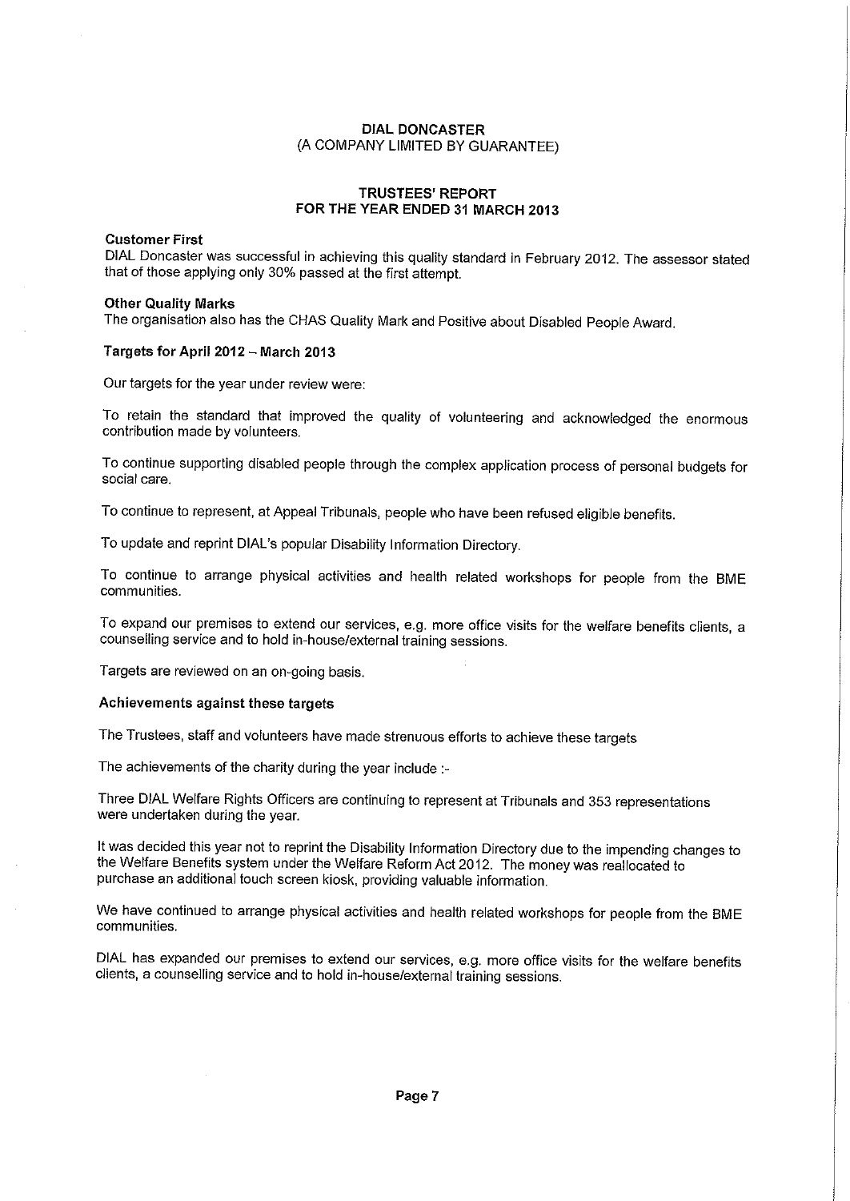**DIAL DONCASTER**
(A COMPANY LIMITED BY GUARANTEE)

**TRUSTEES' REPORT**
**FOR THE YEAR ENDED 31 MARCH 2013**

**Customer First**
DIAL Doncaster was successful in achieving this quality standard in February 2012. The assessor stated that of those applying only 30% passed at the first attempt.

**Other Quality Marks**
The organisation also has the CHAS Quality Mark and Positive about Disabled People Award.

**Targets for April 2012 – March 2013**

Our targets for the year under review were:

To retain the standard that improved the quality of volunteering and acknowledged the enormous contribution made by volunteers.

To continue supporting disabled people through the complex application process of personal budgets for social care.

To continue to represent, at Appeal Tribunals, people who have been refused eligible benefits.

To update and reprint DIAL's popular Disability Information Directory.

To continue to arrange physical activities and health related workshops for people from the BME communities.

To expand our premises to extend our services, e.g. more office visits for the welfare benefits clients, a counselling service and to hold in-house/external training sessions.

Targets are reviewed on an on-going basis.

**Achievements against these targets**

The Trustees, staff and volunteers have made strenuous efforts to achieve these targets

The achievements of the charity during the year include :-

Three DIAL Welfare Rights Officers are continuing to represent at Tribunals and 353 representations were undertaken during the year.

It was decided this year not to reprint the Disability Information Directory due to the impending changes to the Welfare Benefits system under the Welfare Reform Act 2012. The money was reallocated to purchase an additional touch screen kiosk, providing valuable information.

We have continued to arrange physical activities and health related workshops for people from the BME communities.

DIAL has expanded our premises to extend our services, e.g. more office visits for the welfare benefits clients, a counselling service and to hold in-house/external training sessions.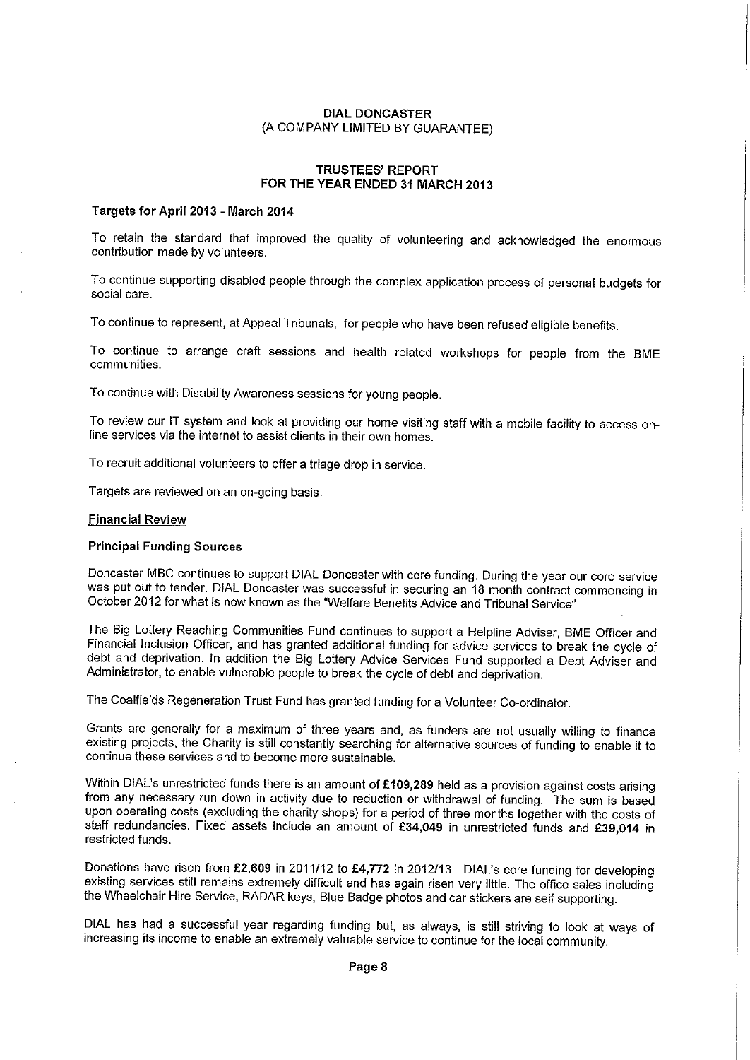**DIAL DONCASTER**
**(A COMPANY LIMITED BY GUARANTEE)**

**TRUSTEES' REPORT**
**FOR THE YEAR ENDED 31 MARCH 2013**

**Targets for April 2013 - March 2014**

To retain the standard that improved the quality of volunteering and acknowledged the enormous contribution made by volunteers.

To continue supporting disabled people through the complex application process of personal budgets for social care.

To continue to represent, at Appeal Tribunals, for people who have been refused eligible benefits.

To continue to arrange craft sessions and health related workshops for people from the BME communities.

To continue with Disability Awareness sessions for young people.

To review our IT system and look at providing our home visiting staff with a mobile facility to access on-line services via the internet to assist clients in their own homes.

To recruit additional volunteers to offer a triage drop in service.

Targets are reviewed on an on-going basis.

## Financial Review

**Principal Funding Sources**

Doncaster MBC continues to support DIAL Doncaster with core funding. During the year our core service was put out to tender. DIAL Doncaster was successful in securing an 18 month contract commencing in October 2012 for what is now known as the "Welfare Benefits Advice and Tribunal Service"

The Big Lottery Reaching Communities Fund continues to support a Helpline Adviser, BME Officer and Financial Inclusion Officer, and has granted additional funding for advice services to break the cycle of debt and deprivation. In addition the Big Lottery Advice Services Fund supported a Debt Adviser and Administrator, to enable vulnerable people to break the cycle of debt and deprivation.

The Coalfields Regeneration Trust Fund has granted funding for a Volunteer Co-ordinator.

Grants are generally for a maximum of three years and, as funders are not usually willing to finance existing projects, the Charity is still constantly searching for alternative sources of funding to enable it to continue these services and to become more sustainable.

Within DIAL's unrestricted funds there is an amount of **£109,289** held as a provision against costs arising from any necessary run down in activity due to reduction or withdrawal of funding. The sum is based upon operating costs (excluding the charity shops) for a period of three months together with the costs of staff redundancies. Fixed assets include an amount of **£34,049** in unrestricted funds and **£39,014** in restricted funds.

Donations have risen from **£2,609** in 2011/12 to **£4,772** in 2012/13. DIAL's core funding for developing existing services still remains extremely difficult and has again risen very little. The office sales including the Wheelchair Hire Service, RADAR keys, Blue Badge photos and car stickers are self supporting.

DIAL has had a successful year regarding funding but, as always, is still striving to look at ways of increasing its income to enable an extremely valuable service to continue for the local community.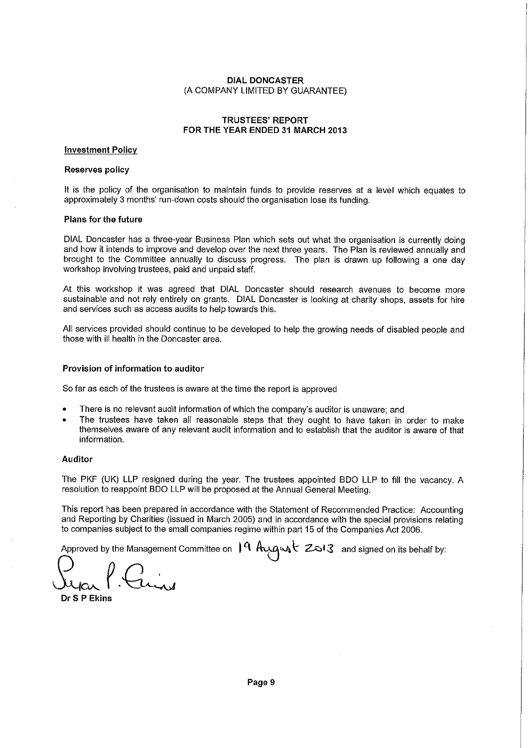**DIAL DONCASTER**
(A COMPANY LIMITED BY GUARANTEE)

**TRUSTEES' REPORT**
**FOR THE YEAR ENDED 31 MARCH 2013**

**Investment Policy**

**Reserves policy**

It is the policy of the organisation to maintain funds to provide reserves at a level which equates to approximately 3 months' run-down costs should the organisation lose its funding.

**Plans for the future**

DIAL Doncaster has a three-year Business Plan which sets out what the organisation is currently doing and how it intends to improve and develop over the next three years. The Plan is reviewed annually and brought to the Committee annually to discuss progress. The plan is drawn up following a one day workshop involving trustees, paid and unpaid staff.

At this workshop it was agreed that DIAL Doncaster should research avenues to become more sustainable and not rely entirely on grants. DIAL Doncaster is looking at charity shops, assets for hire and services such as access audits to help towards this.

All services provided should continue to be developed to help the growing needs of disabled people and those with ill health in the Doncaster area.

**Provision of information to auditor**

So far as each of the trustees is aware at the time the report is approved

- There is no relevant audit information of which the company's auditor is unaware; and
- The trustees have taken all reasonable steps that they ought to have taken in order to make themselves aware of any relevant audit information and to establish that the auditor is aware of that information.

**Auditor**

The PKF (UK) LLP resigned during the year. The trustees appointed BDO LLP to fill the vacancy. A resolution to reappoint BDO LLP will be proposed at the Annual General Meeting.

This report has been prepared in accordance with the Statement of Recommended Practice: Accounting and Reporting by Charities (issued in March 2005) and in accordance with the special provisions relating to companies subject to the small companies regime within part 15 of the Companies Act 2006.

Approved by the Management Committee on 19 August 2013 and signed on its behalf by:

Susan P. Ekins

**Dr S P Ekins**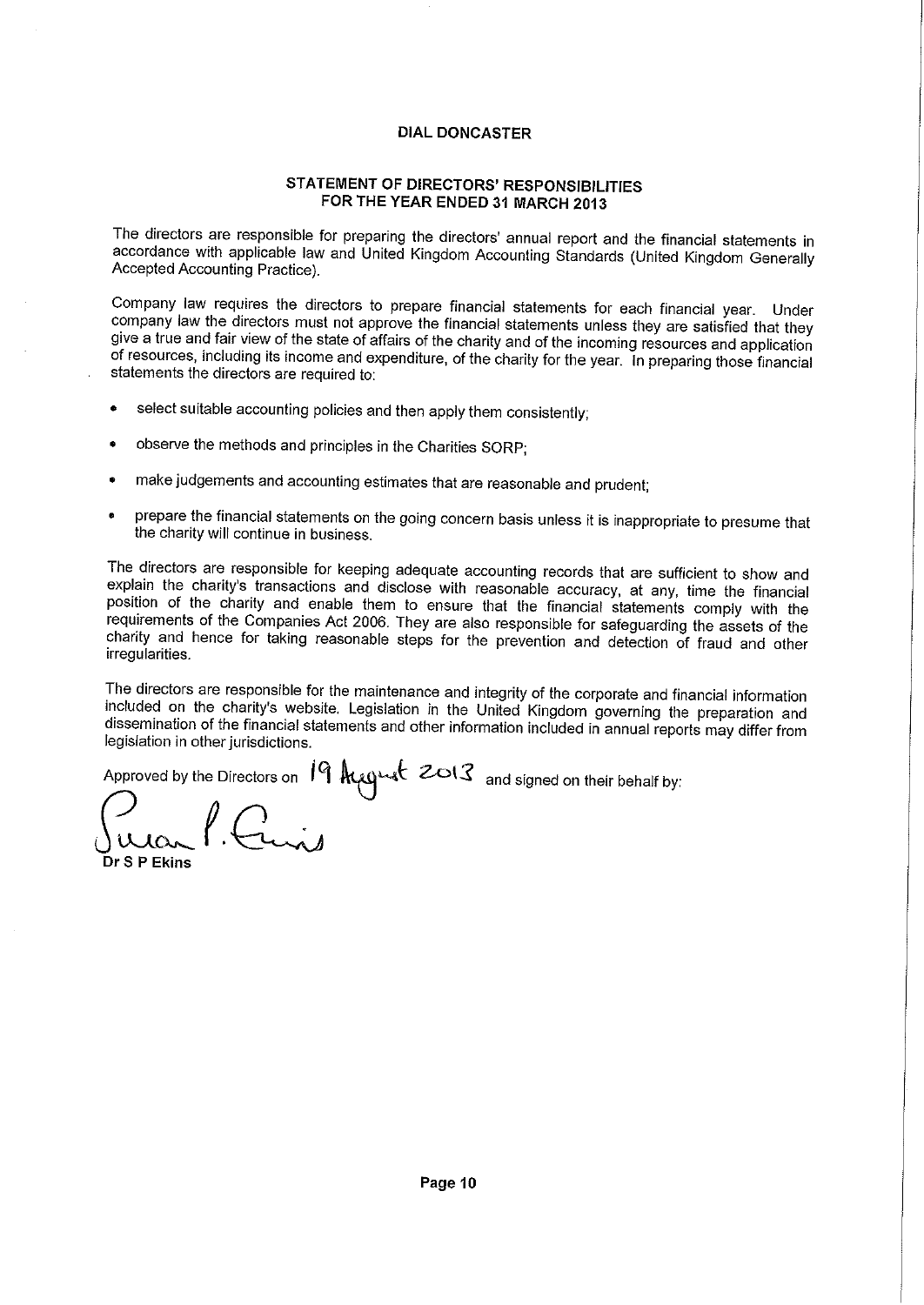**DIAL DONCASTER**

**STATEMENT OF DIRECTORS' RESPONSIBILITIES**
**FOR THE YEAR ENDED 31 MARCH 2013**

The directors are responsible for preparing the directors' annual report and the financial statements in accordance with applicable law and United Kingdom Accounting Standards (United Kingdom Generally Accepted Accounting Practice).

Company law requires the directors to prepare financial statements for each financial year. Under company law the directors must not approve the financial statements unless they are satisfied that they give a true and fair view of the state of affairs of the charity and of the incoming resources and application of resources, including its income and expenditure, of the charity for the year. In preparing those financial statements the directors are required to:

- select suitable accounting policies and then apply them consistently;
- observe the methods and principles in the Charities SORP;
- make judgements and accounting estimates that are reasonable and prudent;
- prepare the financial statements on the going concern basis unless it is inappropriate to presume that the charity will continue in business.

The directors are responsible for keeping adequate accounting records that are sufficient to show and explain the charity's transactions and disclose with reasonable accuracy, at any, time the financial position of the charity and enable them to ensure that the financial statements comply with the requirements of the Companies Act 2006. They are also responsible for safeguarding the assets of the charity and hence for taking reasonable steps for the prevention and detection of fraud and other irregularities.

The directors are responsible for the maintenance and integrity of the corporate and financial information included on the charity's website. Legislation in the United Kingdom governing the preparation and dissemination of the financial statements and other information included in annual reports may differ from legislation in other jurisdictions.

Approved by the Directors on 19 August 2013 and signed on their behalf by:

Susan P. Ekins

**Dr S P Ekins**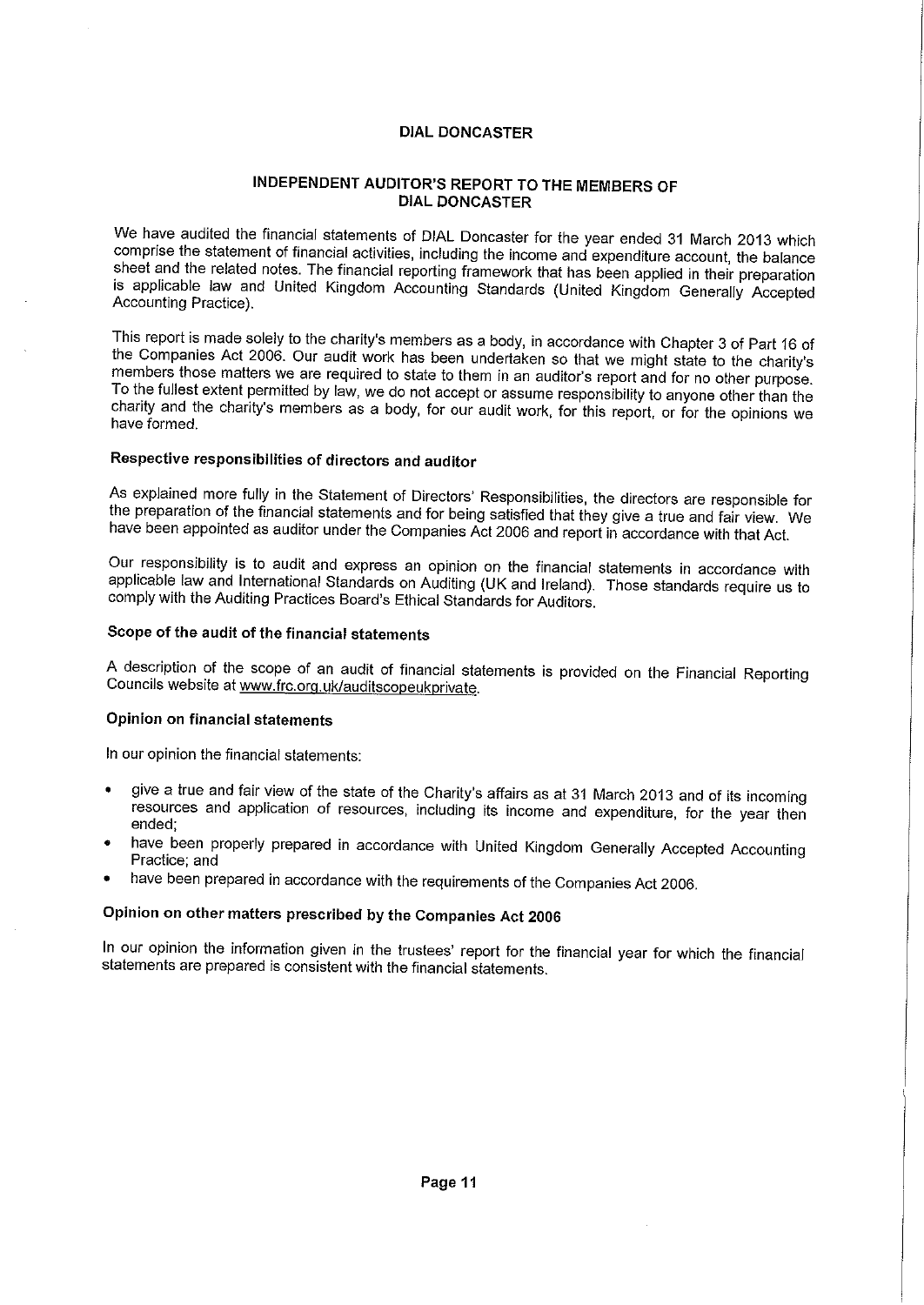# DIAL DONCASTER

## INDEPENDENT AUDITOR'S REPORT TO THE MEMBERS OF DIAL DONCASTER

We have audited the financial statements of DIAL Doncaster for the year ended 31 March 2013 which comprise the statement of financial activities, including the income and expenditure account, the balance sheet and the related notes. The financial reporting framework that has been applied in their preparation is applicable law and United Kingdom Accounting Standards (United Kingdom Generally Accepted Accounting Practice).

This report is made solely to the charity's members as a body, in accordance with Chapter 3 of Part 16 of the Companies Act 2006. Our audit work has been undertaken so that we might state to the charity's members those matters we are required to state to them in an auditor's report and for no other purpose. To the fullest extent permitted by law, we do not accept or assume responsibility to anyone other than the charity and the charity's members as a body, for our audit work, for this report, or for the opinions we have formed.

### Respective responsibilities of directors and auditor

As explained more fully in the Statement of Directors' Responsibilities, the directors are responsible for the preparation of the financial statements and for being satisfied that they give a true and fair view. We have been appointed as auditor under the Companies Act 2006 and report in accordance with that Act.

Our responsibility is to audit and express an opinion on the financial statements in accordance with applicable law and International Standards on Auditing (UK and Ireland). Those standards require us to comply with the Auditing Practices Board's Ethical Standards for Auditors.

### Scope of the audit of the financial statements

A description of the scope of an audit of financial statements is provided on the Financial Reporting Councils website at www.frc.org.uk/auditscopeukprivate.

### Opinion on financial statements

In our opinion the financial statements:

- give a true and fair view of the state of the Charity's affairs as at 31 March 2013 and of its incoming resources and application of resources, including its income and expenditure, for the year then ended;
- have been properly prepared in accordance with United Kingdom Generally Accepted Accounting Practice; and
- have been prepared in accordance with the requirements of the Companies Act 2006.

### Opinion on other matters prescribed by the Companies Act 2006

In our opinion the information given in the trustees' report for the financial year for which the financial statements are prepared is consistent with the financial statements.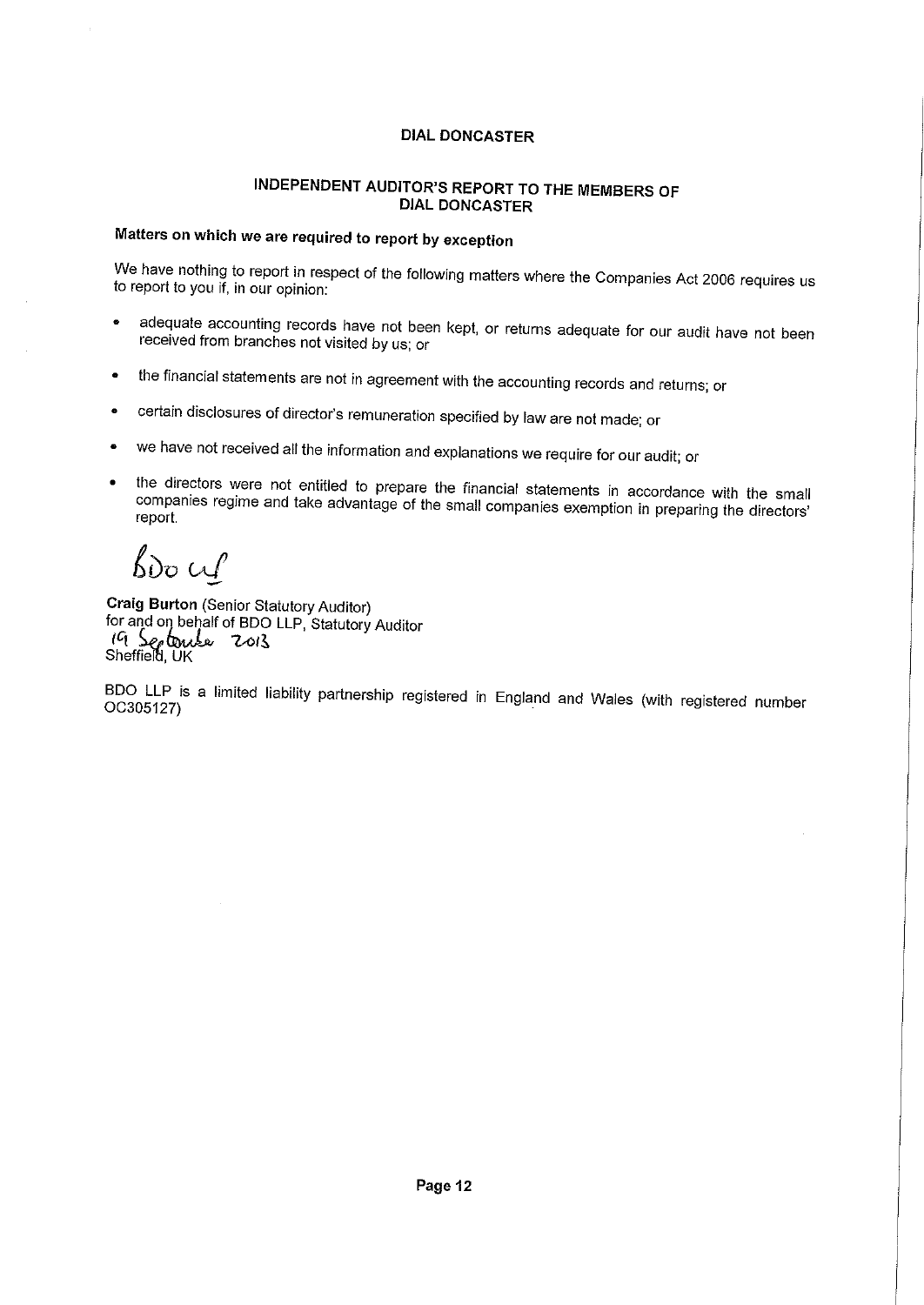# DIAL DONCASTER

## INDEPENDENT AUDITOR'S REPORT TO THE MEMBERS OF DIAL DONCASTER

### Matters on which we are required to report by exception

We have nothing to report in respect of the following matters where the Companies Act 2006 requires us to report to you if, in our opinion:

- adequate accounting records have not been kept, or returns adequate for our audit have not been received from branches not visited by us; or
- the financial statements are not in agreement with the accounting records and returns; or
- certain disclosures of director's remuneration specified by law are not made; or
- we have not received all the information and explanations we require for our audit; or
- the directors were not entitled to prepare the financial statements in accordance with the small companies regime and take advantage of the small companies exemption in preparing the directors' report.

BDO LLP

**Craig Burton** (Senior Statutory Auditor)
for and on behalf of BDO LLP, Statutory Auditor
19 September 2013
Sheffield, UK

BDO LLP is a limited liability partnership registered in England and Wales (with registered number OC305127)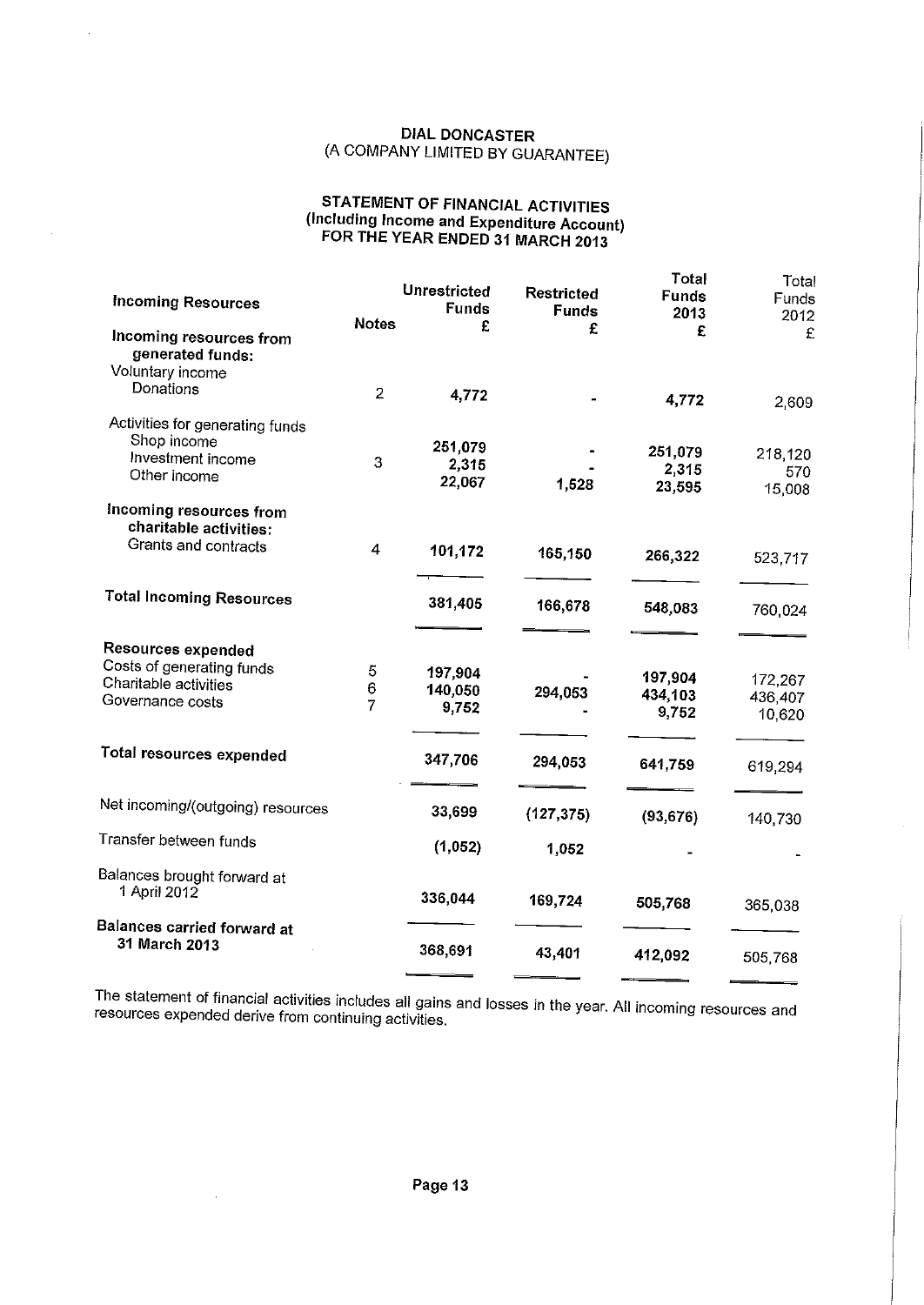# DIAL DONCASTER
(A COMPANY LIMITED BY GUARANTEE)

## STATEMENT OF FINANCIAL ACTIVITIES
(Including Income and Expenditure Account)
FOR THE YEAR ENDED 31 MARCH 2013

| **Incoming Resources** | **Notes** | **Unrestricted Funds £** | **Restricted Funds £** | **Total Funds 2013 £** | Total Funds 2012 £ |
|---|---|---|---|---|---|
| **Incoming resources from generated funds:** | | | | | |
| Voluntary income | | | | | |
| Donations | 2 | 4,772 | - | 4,772 | 2,609 |
| Activities for generating funds | | | | | |
| Shop income | | 251,079 | - | 251,079 | 218,120 |
| Investment income | 3 | 2,315 | - | 2,315 | 570 |
| Other income | | 22,067 | 1,528 | 23,595 | 15,008 |
| **Incoming resources from charitable activities:** | | | | | |
| Grants and contracts | 4 | 101,172 | 165,150 | 266,322 | 523,717 |
| **Total Incoming Resources** | | 381,405 | 166,678 | 548,083 | 760,024 |
| **Resources expended** | | | | | |
| Costs of generating funds | 5 | 197,904 | - | 197,904 | 172,267 |
| Charitable activities | 6 | 140,050 | 294,053 | 434,103 | 436,407 |
| Governance costs | 7 | 9,752 | - | 9,752 | 10,620 |
| **Total resources expended** | | 347,706 | 294,053 | 641,759 | 619,294 |
| Net incoming/(outgoing) resources | | 33,699 | (127,375) | (93,676) | 140,730 |
| Transfer between funds | | (1,052) | 1,052 | - | - |
| Balances brought forward at 1 April 2012 | | 336,044 | 169,724 | 505,768 | 365,038 |
| **Balances carried forward at 31 March 2013** | | 368,691 | 43,401 | 412,092 | 505,768 |

The statement of financial activities includes all gains and losses in the year. All incoming resources and resources expended derive from continuing activities.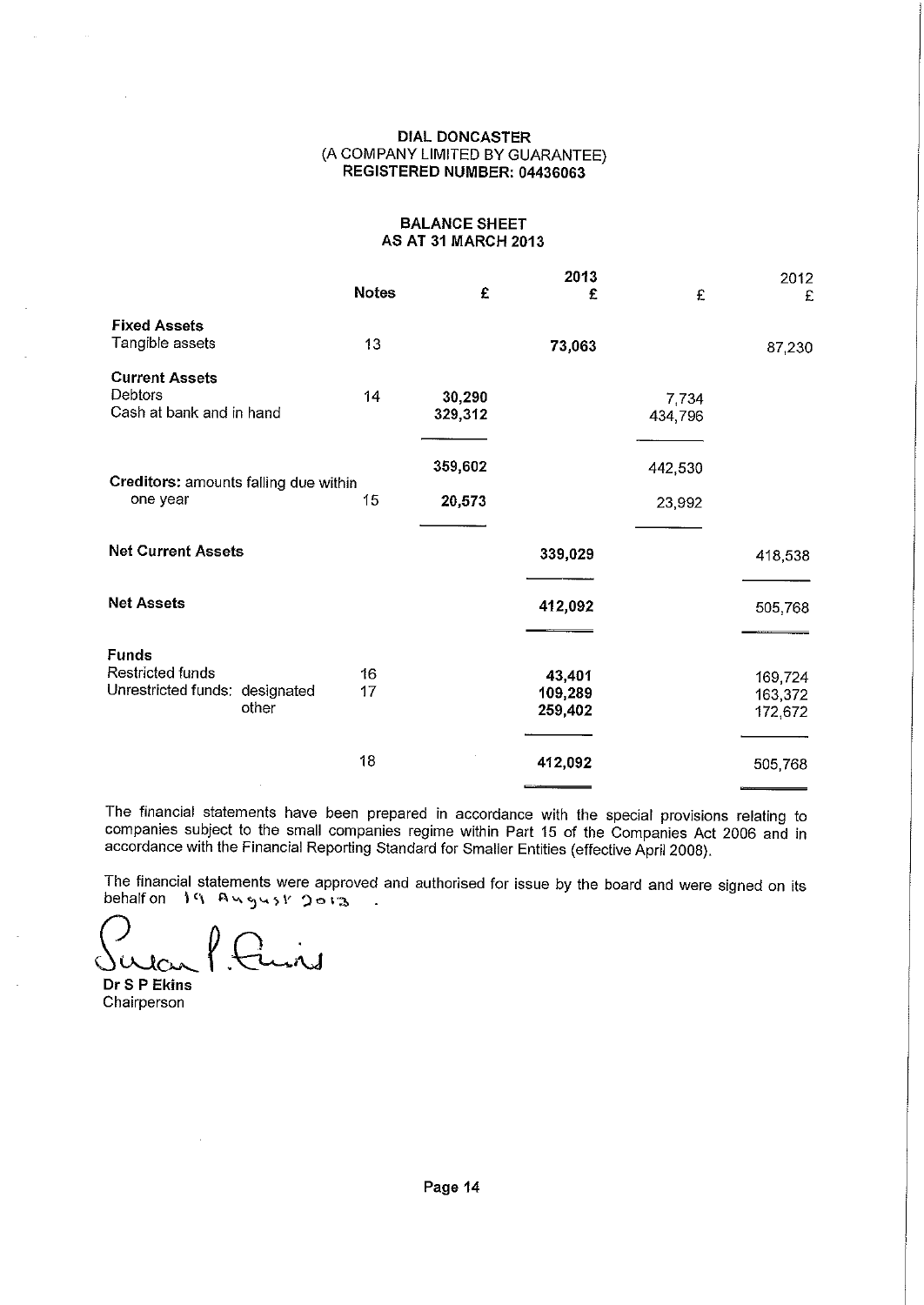**DIAL DONCASTER**
(A COMPANY LIMITED BY GUARANTEE)
**REGISTERED NUMBER: 04436063**

## BALANCE SHEET
## AS AT 31 MARCH 2013

| | Notes | 2013 £ | 2013 £ | 2012 £ | 2012 £ |
|---|---|---|---|---|---|
| **Fixed Assets** | | | | | |
| Tangible assets | 13 | | **73,063** | | 87,230 |
| **Current Assets** | | | | | |
| Debtors | 14 | **30,290** | | 7,734 | |
| Cash at bank and in hand | | **329,312** | | 434,796 | |
| | | **359,602** | | 442,530 | |
| **Creditors:** amounts falling due within one year | 15 | **20,573** | | 23,992 | |
| **Net Current Assets** | | | **339,029** | | 418,538 |
| **Net Assets** | | | **412,092** | | 505,768 |
| **Funds** | | | | | |
| Restricted funds | 16 | | **43,401** | | 169,724 |
| Unrestricted funds: designated | 17 | | **109,289** | | 163,372 |
| other | | | **259,402** | | 172,672 |
| | 18 | | **412,092** | | 505,768 |

The financial statements have been prepared in accordance with the special provisions relating to companies subject to the small companies regime within Part 15 of the Companies Act 2006 and in accordance with the Financial Reporting Standard for Smaller Entities (effective April 2008).

The financial statements were approved and authorised for issue by the board and were signed on its behalf on 19 August 2013 .

Susan P. Ekins

**Dr S P Ekins**
Chairperson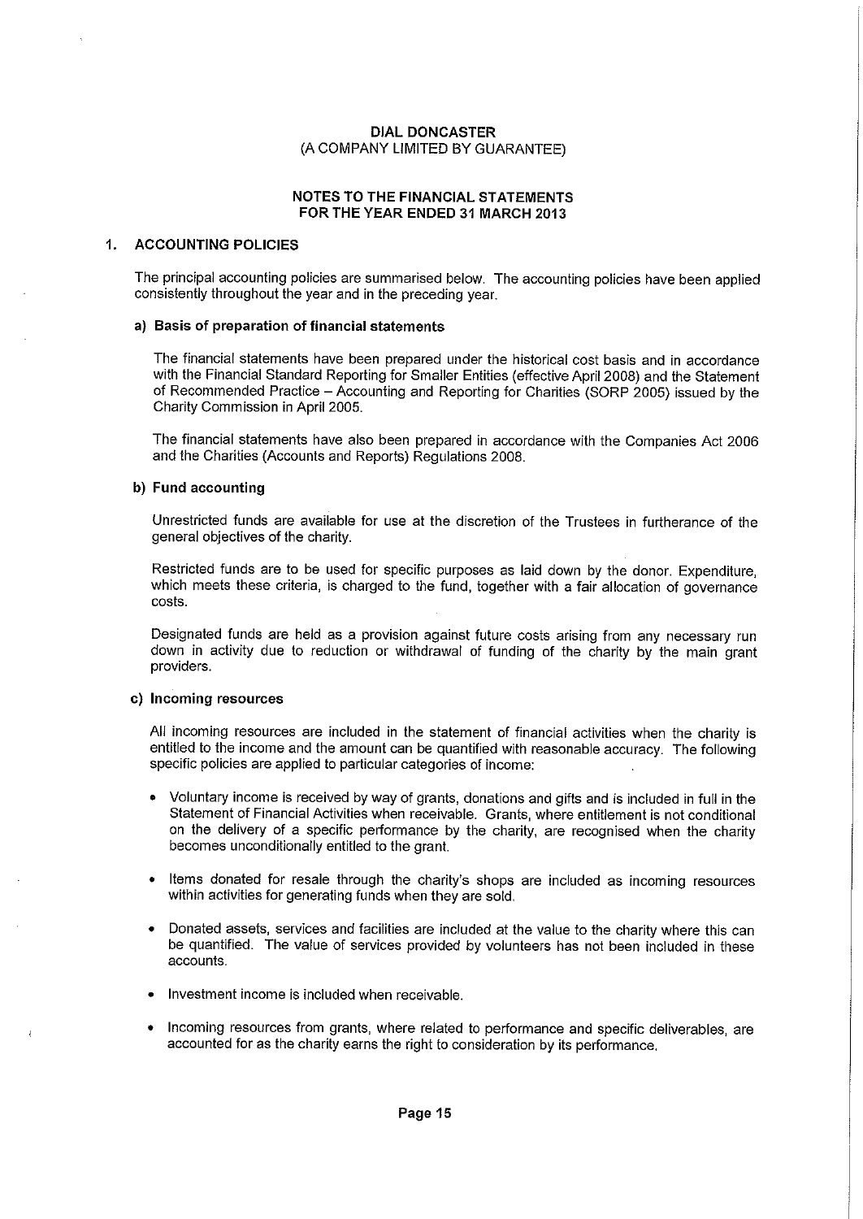**DIAL DONCASTER**
(A COMPANY LIMITED BY GUARANTEE)

**NOTES TO THE FINANCIAL STATEMENTS**
**FOR THE YEAR ENDED 31 MARCH 2013**

## 1. ACCOUNTING POLICIES

The principal accounting policies are summarised below. The accounting policies have been applied consistently throughout the year and in the preceding year.

### a) Basis of preparation of financial statements

The financial statements have been prepared under the historical cost basis and in accordance with the Financial Standard Reporting for Smaller Entities (effective April 2008) and the Statement of Recommended Practice – Accounting and Reporting for Charities (SORP 2005) issued by the Charity Commission in April 2005.

The financial statements have also been prepared in accordance with the Companies Act 2006 and the Charities (Accounts and Reports) Regulations 2008.

### b) Fund accounting

Unrestricted funds are available for use at the discretion of the Trustees in furtherance of the general objectives of the charity.

Restricted funds are to be used for specific purposes as laid down by the donor. Expenditure, which meets these criteria, is charged to the fund, together with a fair allocation of governance costs.

Designated funds are held as a provision against future costs arising from any necessary run down in activity due to reduction or withdrawal of funding of the charity by the main grant providers.

### c) Incoming resources

All incoming resources are included in the statement of financial activities when the charity is entitled to the income and the amount can be quantified with reasonable accuracy. The following specific policies are applied to particular categories of income:

- Voluntary income is received by way of grants, donations and gifts and is included in full in the Statement of Financial Activities when receivable. Grants, where entitlement is not conditional on the delivery of a specific performance by the charity, are recognised when the charity becomes unconditionally entitled to the grant.
- Items donated for resale through the charity's shops are included as incoming resources within activities for generating funds when they are sold.
- Donated assets, services and facilities are included at the value to the charity where this can be quantified. The value of services provided by volunteers has not been included in these accounts.
- Investment income is included when receivable.
- Incoming resources from grants, where related to performance and specific deliverables, are accounted for as the charity earns the right to consideration by its performance.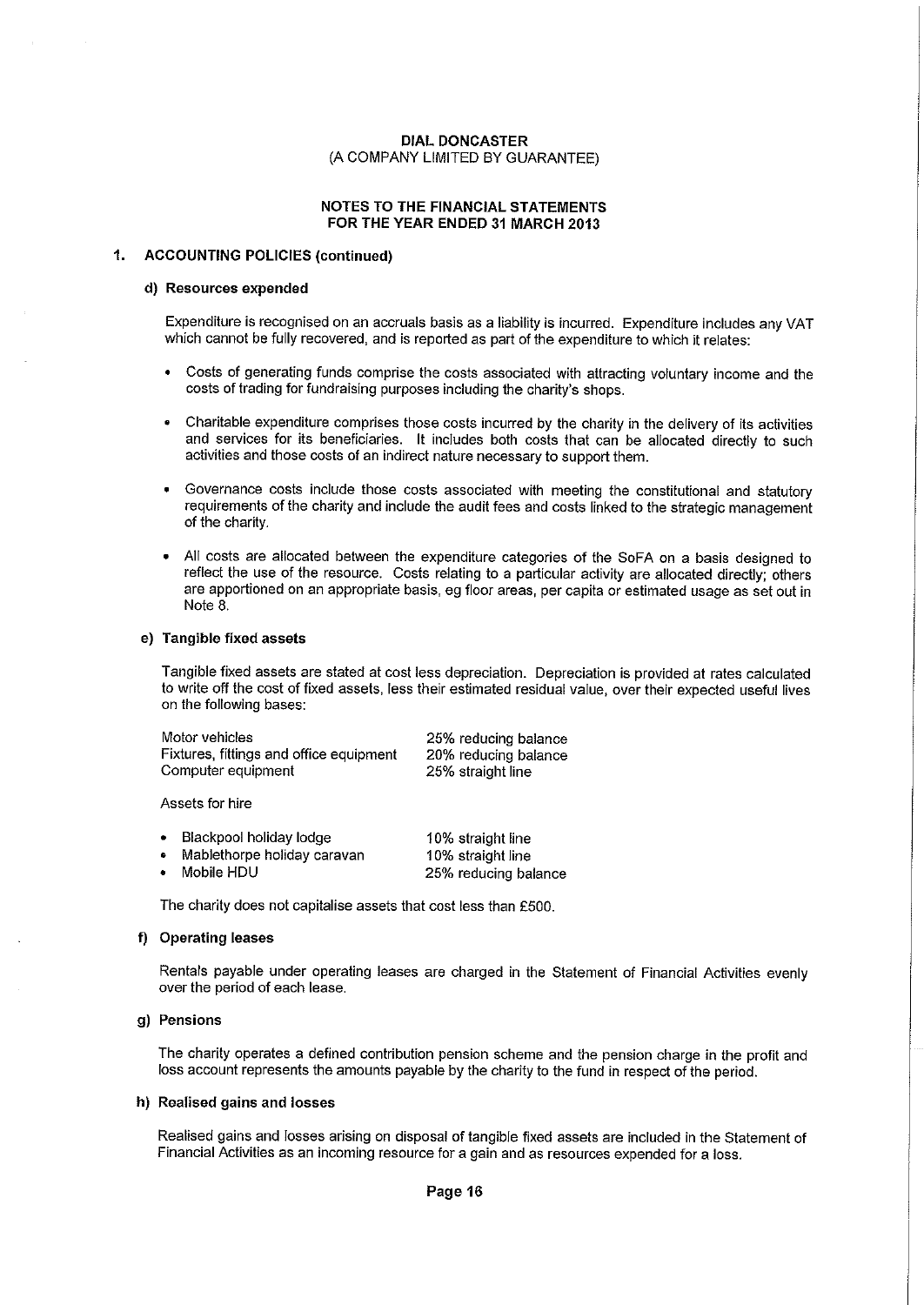**DIAL DONCASTER**
(A COMPANY LIMITED BY GUARANTEE)

**NOTES TO THE FINANCIAL STATEMENTS**
**FOR THE YEAR ENDED 31 MARCH 2013**

## 1. ACCOUNTING POLICIES (continued)

### d) Resources expended

Expenditure is recognised on an accruals basis as a liability is incurred. Expenditure includes any VAT which cannot be fully recovered, and is reported as part of the expenditure to which it relates:

- Costs of generating funds comprise the costs associated with attracting voluntary income and the costs of trading for fundraising purposes including the charity's shops.
- Charitable expenditure comprises those costs incurred by the charity in the delivery of its activities and services for its beneficiaries. It includes both costs that can be allocated directly to such activities and those costs of an indirect nature necessary to support them.
- Governance costs include those costs associated with meeting the constitutional and statutory requirements of the charity and include the audit fees and costs linked to the strategic management of the charity.
- All costs are allocated between the expenditure categories of the SoFA on a basis designed to reflect the use of the resource. Costs relating to a particular activity are allocated directly; others are apportioned on an appropriate basis, eg floor areas, per capita or estimated usage as set out in Note 8.

### e) Tangible fixed assets

Tangible fixed assets are stated at cost less depreciation. Depreciation is provided at rates calculated to write off the cost of fixed assets, less their estimated residual value, over their expected useful lives on the following bases:

| | |
|---|---|
| Motor vehicles | 25% reducing balance |
| Fixtures, fittings and office equipment | 20% reducing balance |
| Computer equipment | 25% straight line |

Assets for hire

| | |
|---|---|
| • Blackpool holiday lodge | 10% straight line |
| • Mablethorpe holiday caravan | 10% straight line |
| • Mobile HDU | 25% reducing balance |

The charity does not capitalise assets that cost less than £500.

### f) Operating leases

Rentals payable under operating leases are charged in the Statement of Financial Activities evenly over the period of each lease.

### g) Pensions

The charity operates a defined contribution pension scheme and the pension charge in the profit and loss account represents the amounts payable by the charity to the fund in respect of the period.

### h) Realised gains and losses

Realised gains and losses arising on disposal of tangible fixed assets are included in the Statement of Financial Activities as an incoming resource for a gain and as resources expended for a loss.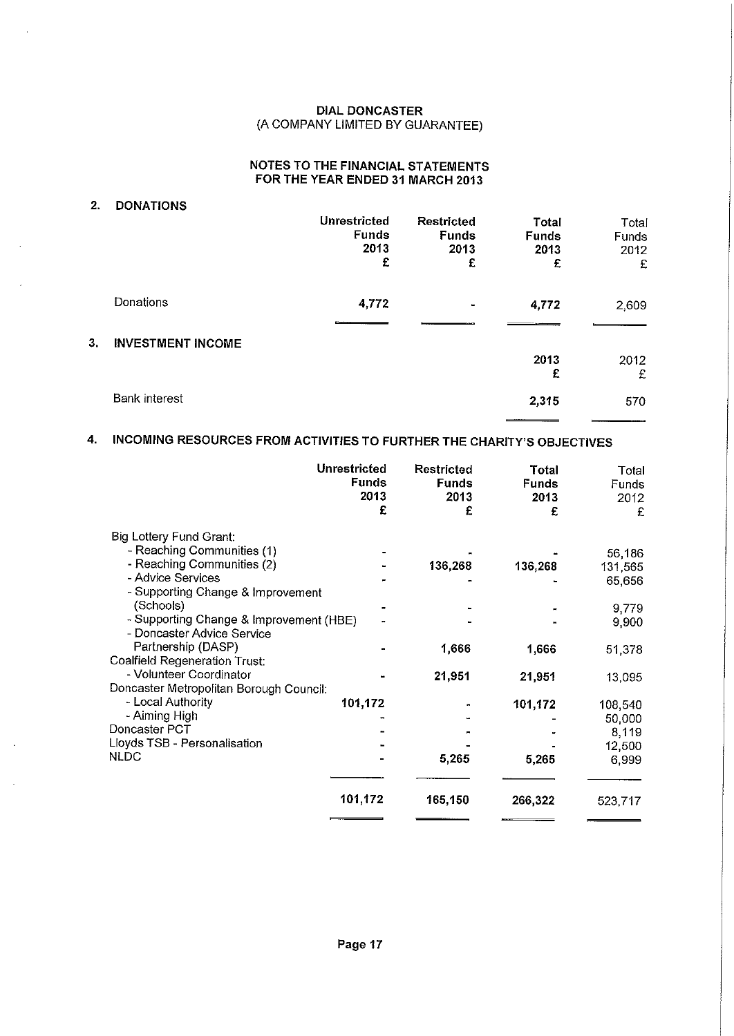DIAL DONCASTER
(A COMPANY LIMITED BY GUARANTEE)

NOTES TO THE FINANCIAL STATEMENTS
FOR THE YEAR ENDED 31 MARCH 2013

## 2. DONATIONS

| | Unrestricted Funds 2013 £ | Restricted Funds 2013 £ | Total Funds 2013 £ | Total Funds 2012 £ |
|---|---|---|---|---|
| Donations | **4,772** | - | **4,772** | 2,609 |

## 3. INVESTMENT INCOME

| | 2013 £ | 2012 £ |
|---|---|---|
| Bank interest | **2,315** | 570 |

## 4. INCOMING RESOURCES FROM ACTIVITIES TO FURTHER THE CHARITY'S OBJECTIVES

| | Unrestricted Funds 2013 £ | Restricted Funds 2013 £ | Total Funds 2013 £ | Total Funds 2012 £ |
|---|---|---|---|---|
| Big Lottery Fund Grant: | | | | |
| - Reaching Communities (1) | - | - | - | 56,186 |
| - Reaching Communities (2) | - | 136,268 | 136,268 | 131,565 |
| - Advice Services | - | - | - | 65,656 |
| - Supporting Change & Improvement (Schools) | - | - | - | 9,779 |
| - Supporting Change & Improvement (HBE) | - | - | - | 9,900 |
| - Doncaster Advice Service Partnership (DASP) | - | 1,666 | 1,666 | 51,378 |
| Coalfield Regeneration Trust: | | | | |
| - Volunteer Coordinator | - | 21,951 | 21,951 | 13,095 |
| Doncaster Metropolitan Borough Council: | | | | |
| - Local Authority | 101,172 | - | 101,172 | 108,540 |
| - Aiming High | - | - | - | 50,000 |
| Doncaster PCT | - | - | - | 8,119 |
| Lloyds TSB - Personalisation | - | - | - | 12,500 |
| NLDC | - | 5,265 | 5,265 | 6,999 |
| | **101,172** | **165,150** | **266,322** | 523,717 |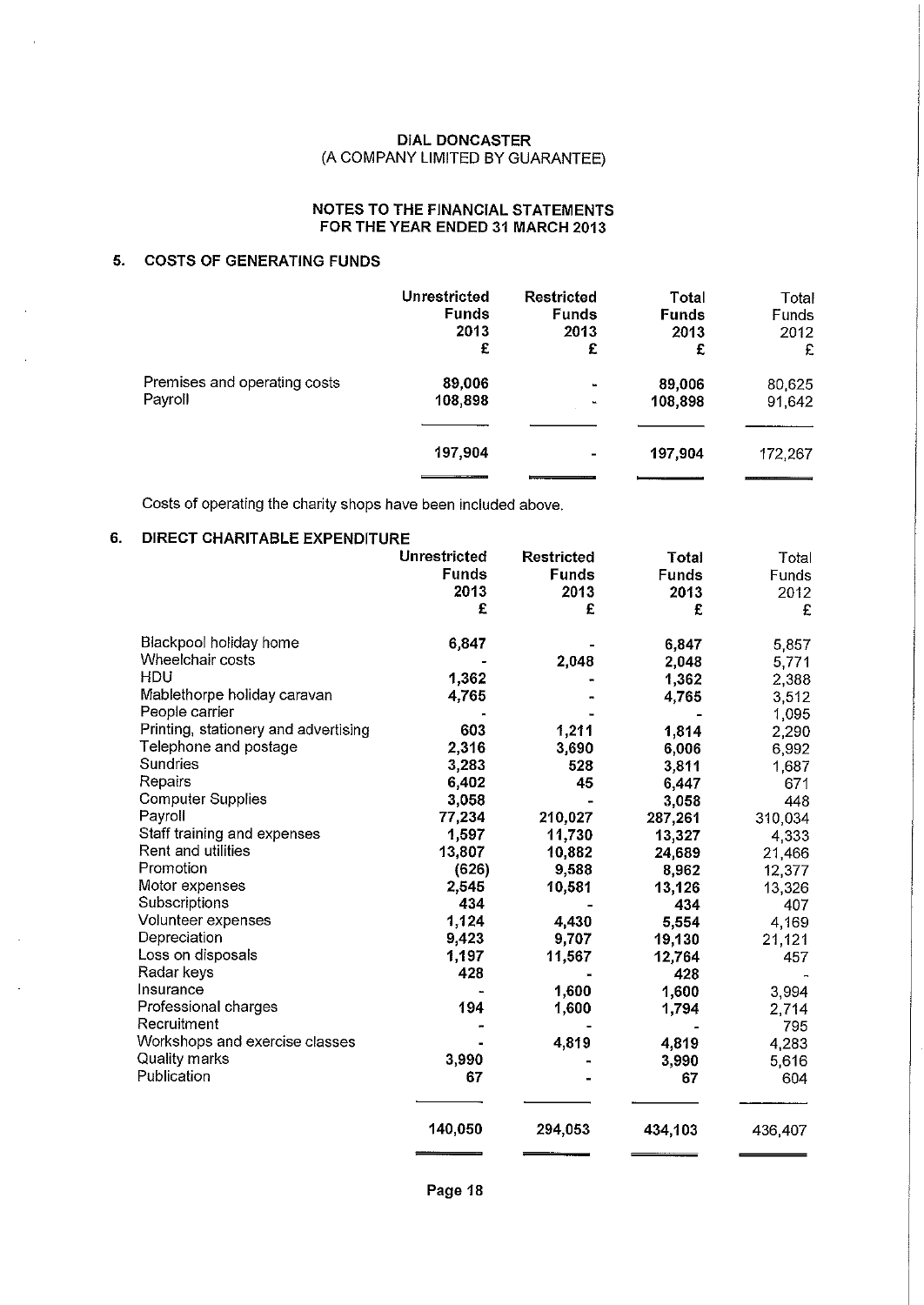**DIAL DONCASTER**
(A COMPANY LIMITED BY GUARANTEE)

**NOTES TO THE FINANCIAL STATEMENTS**
**FOR THE YEAR ENDED 31 MARCH 2013**

## 5. COSTS OF GENERATING FUNDS

| | Unrestricted Funds 2013 £ | Restricted Funds 2013 £ | Total Funds 2013 £ | Total Funds 2012 £ |
|---|---|---|---|---|
| Premises and operating costs | 89,006 | - | 89,006 | 80,625 |
| Payroll | 108,898 | - | 108,898 | 91,642 |
| | 197,904 | - | 197,904 | 172,267 |

Costs of operating the charity shops have been included above.

## 6. DIRECT CHARITABLE EXPENDITURE

| | Unrestricted Funds 2013 £ | Restricted Funds 2013 £ | Total Funds 2013 £ | Total Funds 2012 £ |
|---|---|---|---|---|
| Blackpool holiday home | 6,847 | - | 6,847 | 5,857 |
| Wheelchair costs | - | 2,048 | 2,048 | 5,771 |
| HDU | 1,362 | - | 1,362 | 2,388 |
| Mablethorpe holiday caravan | 4,765 | - | 4,765 | 3,512 |
| People carrier | - | - | - | 1,095 |
| Printing, stationery and advertising | 603 | 1,211 | 1,814 | 2,290 |
| Telephone and postage | 2,316 | 3,690 | 6,006 | 6,992 |
| Sundries | 3,283 | 528 | 3,811 | 1,687 |
| Repairs | 6,402 | 45 | 6,447 | 671 |
| Computer Supplies | 3,058 | - | 3,058 | 448 |
| Payroll | 77,234 | 210,027 | 287,261 | 310,034 |
| Staff training and expenses | 1,597 | 11,730 | 13,327 | 4,333 |
| Rent and utilities | 13,807 | 10,882 | 24,689 | 21,466 |
| Promotion | (626) | 9,588 | 8,962 | 12,377 |
| Motor expenses | 2,545 | 10,581 | 13,126 | 13,326 |
| Subscriptions | 434 | - | 434 | 407 |
| Volunteer expenses | 1,124 | 4,430 | 5,554 | 4,169 |
| Depreciation | 9,423 | 9,707 | 19,130 | 21,121 |
| Loss on disposals | 1,197 | 11,567 | 12,764 | 457 |
| Radar keys | 428 | - | 428 | - |
| Insurance | - | 1,600 | 1,600 | 3,994 |
| Professional charges | 194 | 1,600 | 1,794 | 2,714 |
| Recruitment | - | - | - | 795 |
| Workshops and exercise classes | - | 4,819 | 4,819 | 4,283 |
| Quality marks | 3,990 | - | 3,990 | 5,616 |
| Publication | 67 | - | 67 | 604 |
| | 140,050 | 294,053 | 434,103 | 436,407 |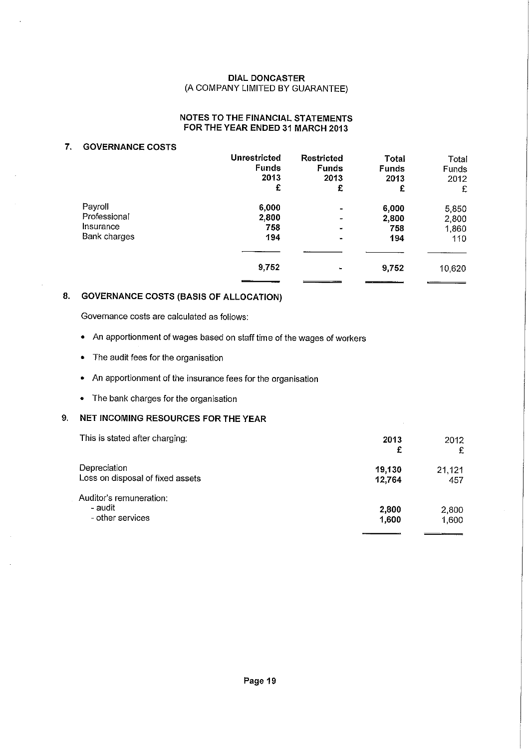**DIAL DONCASTER**
**(A COMPANY LIMITED BY GUARANTEE)**

**NOTES TO THE FINANCIAL STATEMENTS**
**FOR THE YEAR ENDED 31 MARCH 2013**

## 7. GOVERNANCE COSTS

| | Unrestricted Funds 2013 £ | Restricted Funds 2013 £ | Total Funds 2013 £ | Total Funds 2012 £ |
|---|---|---|---|---|
| Payroll | 6,000 | - | 6,000 | 5,850 |
| Professional | 2,800 | - | 2,800 | 2,800 |
| Insurance | 758 | - | 758 | 1,860 |
| Bank charges | 194 | - | 194 | 110 |
| | 9,752 | - | 9,752 | 10,620 |

## 8. GOVERNANCE COSTS (BASIS OF ALLOCATION)

Governance costs are calculated as follows:

- An apportionment of wages based on staff time of the wages of workers
- The audit fees for the organisation
- An apportionment of the insurance fees for the organisation
- The bank charges for the organisation

## 9. NET INCOMING RESOURCES FOR THE YEAR

| This is stated after charging: | 2013 £ | 2012 £ |
|---|---|---|
| Depreciation | 19,130 | 21,121 |
| Loss on disposal of fixed assets | 12,764 | 457 |
| Auditor's remuneration: | | |
| - audit | 2,800 | 2,800 |
| - other services | 1,600 | 1,600 |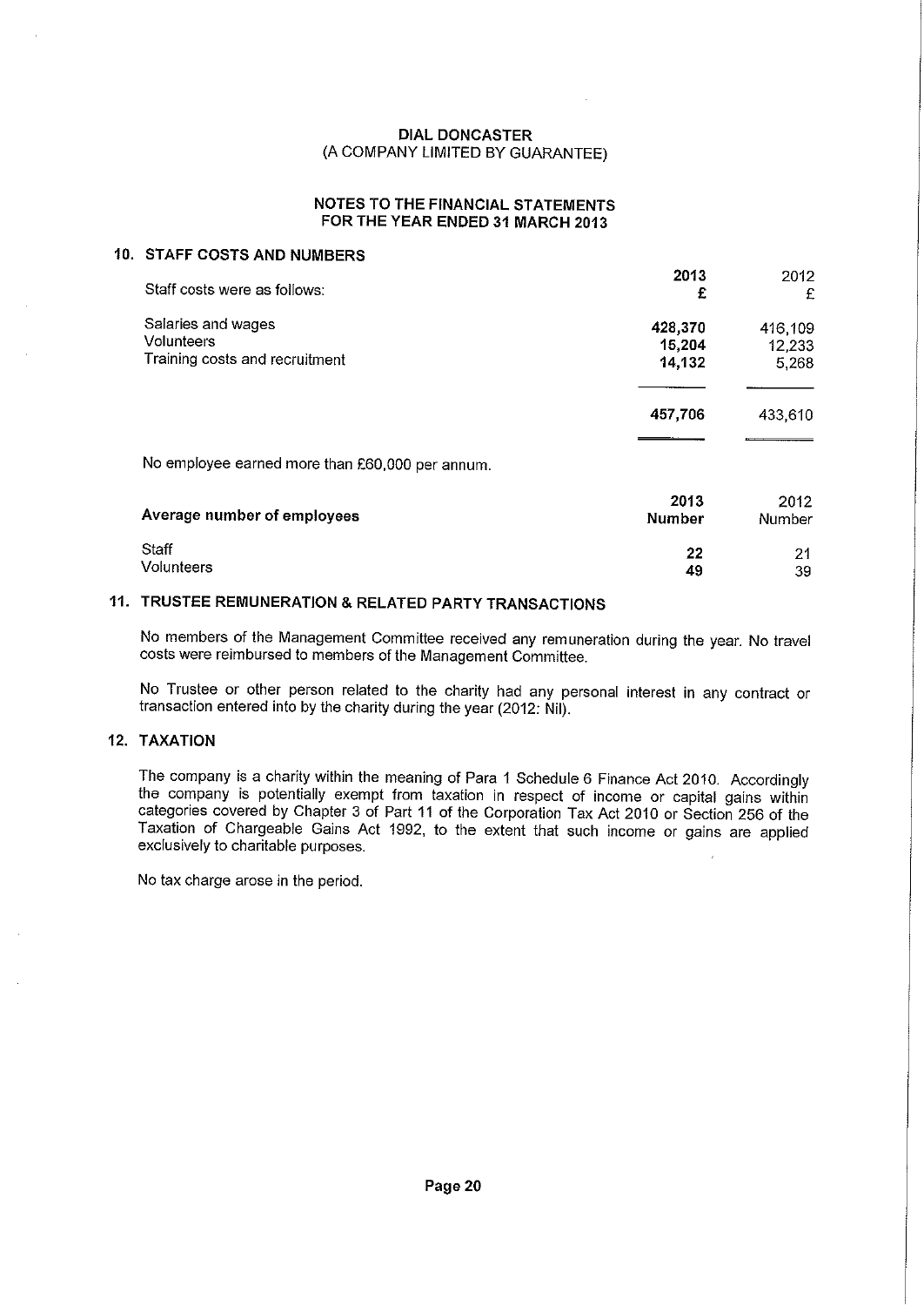**DIAL DONCASTER**
(A COMPANY LIMITED BY GUARANTEE)

**NOTES TO THE FINANCIAL STATEMENTS**
**FOR THE YEAR ENDED 31 MARCH 2013**

## 10. STAFF COSTS AND NUMBERS

| Staff costs were as follows: | **2013** **£** | 2012 £ |
|---|---|---|
| Salaries and wages | **428,370** | 416,109 |
| Volunteers | **15,204** | 12,233 |
| Training costs and recruitment | **14,132** | 5,268 |
| | **457,706** | 433,610 |

No employee earned more than £60,000 per annum.

| **Average number of employees** | **2013** **Number** | 2012 Number |
|---|---|---|
| Staff | **22** | 21 |
| Volunteers | **49** | 39 |

## 11. TRUSTEE REMUNERATION & RELATED PARTY TRANSACTIONS

No members of the Management Committee received any remuneration during the year. No travel costs were reimbursed to members of the Management Committee.

No Trustee or other person related to the charity had any personal interest in any contract or transaction entered into by the charity during the year (2012: Nil).

## 12. TAXATION

The company is a charity within the meaning of Para 1 Schedule 6 Finance Act 2010. Accordingly the company is potentially exempt from taxation in respect of income or capital gains within categories covered by Chapter 3 of Part 11 of the Corporation Tax Act 2010 or Section 256 of the Taxation of Chargeable Gains Act 1992, to the extent that such income or gains are applied exclusively to charitable purposes.

No tax charge arose in the period.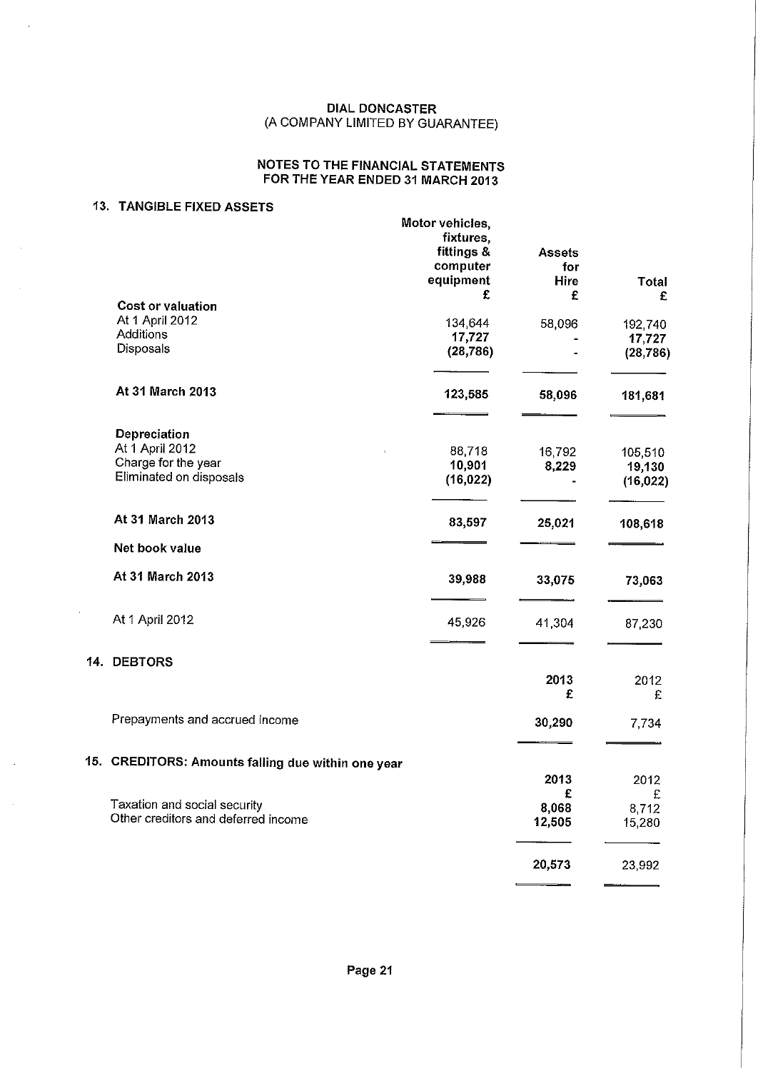# DIAL DONCASTER
(A COMPANY LIMITED BY GUARANTEE)

## NOTES TO THE FINANCIAL STATEMENTS FOR THE YEAR ENDED 31 MARCH 2013

### 13. TANGIBLE FIXED ASSETS

| | Motor vehicles, fixtures, fittings & computer equipment £ | Assets for Hire £ | Total £ |
|---|---|---|---|
| **Cost or valuation** | | | |
| At 1 April 2012 | 134,644 | 58,096 | 192,740 |
| Additions | **17,727** | **-** | **17,727** |
| Disposals | **(28,786)** | **-** | **(28,786)** |
| **At 31 March 2013** | **123,585** | **58,096** | **181,681** |
| **Depreciation** | | | |
| At 1 April 2012 | 88,718 | 16,792 | 105,510 |
| Charge for the year | **10,901** | **8,229** | **19,130** |
| Eliminated on disposals | **(16,022)** | **-** | **(16,022)** |
| **At 31 March 2013** | **83,597** | **25,021** | **108,618** |
| **Net book value** | | | |
| **At 31 March 2013** | **39,988** | **33,075** | **73,063** |
| At 1 April 2012 | 45,926 | 41,304 | 87,230 |

### 14. DEBTORS

| | 2013 £ | 2012 £ |
|---|---|---|
| Prepayments and accrued income | **30,290** | 7,734 |

### 15. CREDITORS: Amounts falling due within one year

| | 2013 £ | 2012 £ |
|---|---|---|
| Taxation and social security | **8,068** | 8,712 |
| Other creditors and deferred income | **12,505** | 15,280 |
| | **20,573** | 23,992 |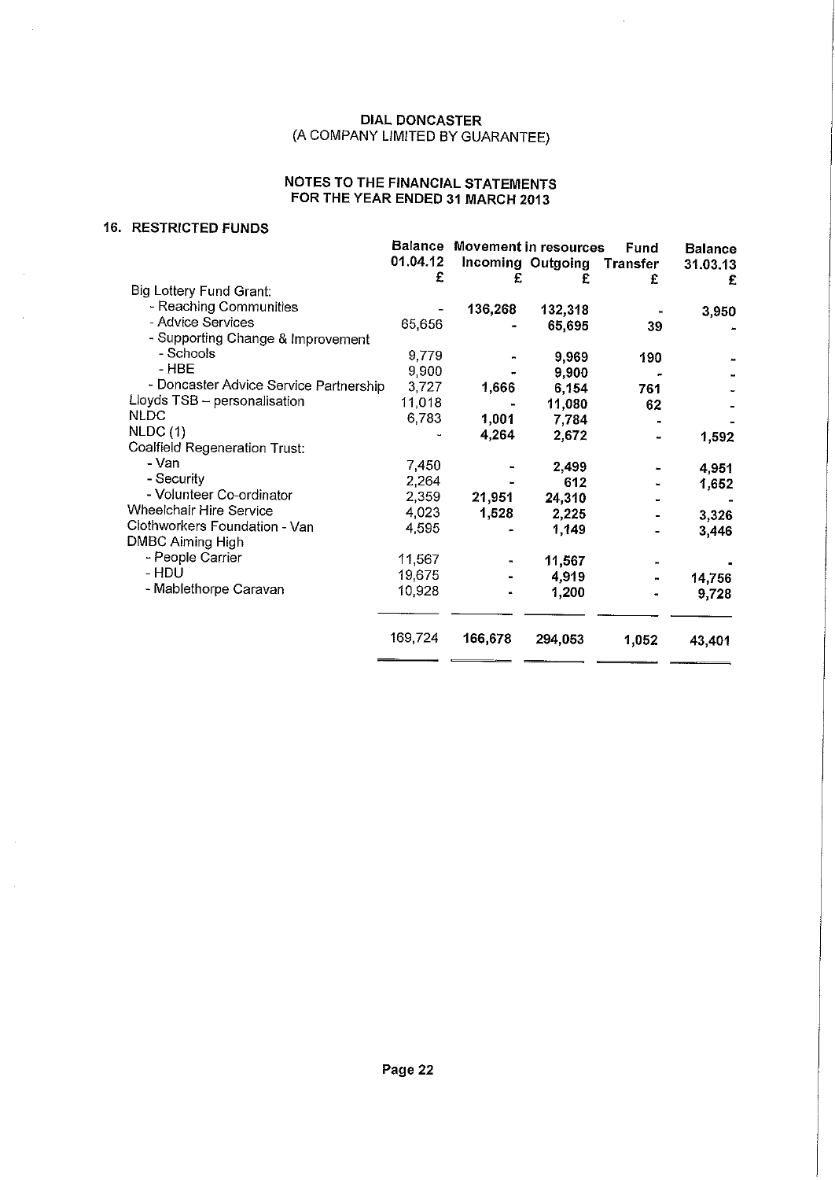# DIAL DONCASTER
(A COMPANY LIMITED BY GUARANTEE)

## NOTES TO THE FINANCIAL STATEMENTS FOR THE YEAR ENDED 31 MARCH 2013

### 16. RESTRICTED FUNDS

| | Balance 01.04.12 | Movement in resources Incoming | Outgoing | Fund Transfer | Balance 31.03.13 |
|---|---|---|---|---|---|
| | £ | £ | £ | £ | £ |
| Big Lottery Fund Grant: | | | | | |
| - Reaching Communities | - | 136,268 | 132,318 | - | 3,950 |
| - Advice Services | 65,656 | - | 65,695 | 39 | - |
| - Supporting Change & Improvement | | | | | |
| - Schools | 9,779 | - | 9,969 | 190 | - |
| - HBE | 9,900 | - | 9,900 | - | - |
| - Doncaster Advice Service Partnership | 3,727 | 1,666 | 6,154 | 761 | - |
| Lloyds TSB – personalisation | 11,018 | - | 11,080 | 62 | - |
| NLDC | 6,783 | 1,001 | 7,784 | - | - |
| NLDC (1) | - | 4,264 | 2,672 | - | 1,592 |
| Coalfield Regeneration Trust: | | | | | |
| - Van | 7,450 | - | 2,499 | - | 4,951 |
| - Security | 2,264 | - | 612 | - | 1,652 |
| - Volunteer Co-ordinator | 2,359 | 21,951 | 24,310 | - | - |
| Wheelchair Hire Service | 4,023 | 1,528 | 2,225 | - | 3,326 |
| Clothworkers Foundation - Van | 4,595 | - | 1,149 | - | 3,446 |
| DMBC Aiming High | | | | | |
| - People Carrier | 11,567 | - | 11,567 | - | - |
| - HDU | 19,675 | - | 4,919 | - | 14,756 |
| - Mablethorpe Caravan | 10,928 | - | 1,200 | - | 9,728 |
| | 169,724 | 166,678 | 294,053 | 1,052 | 43,401 |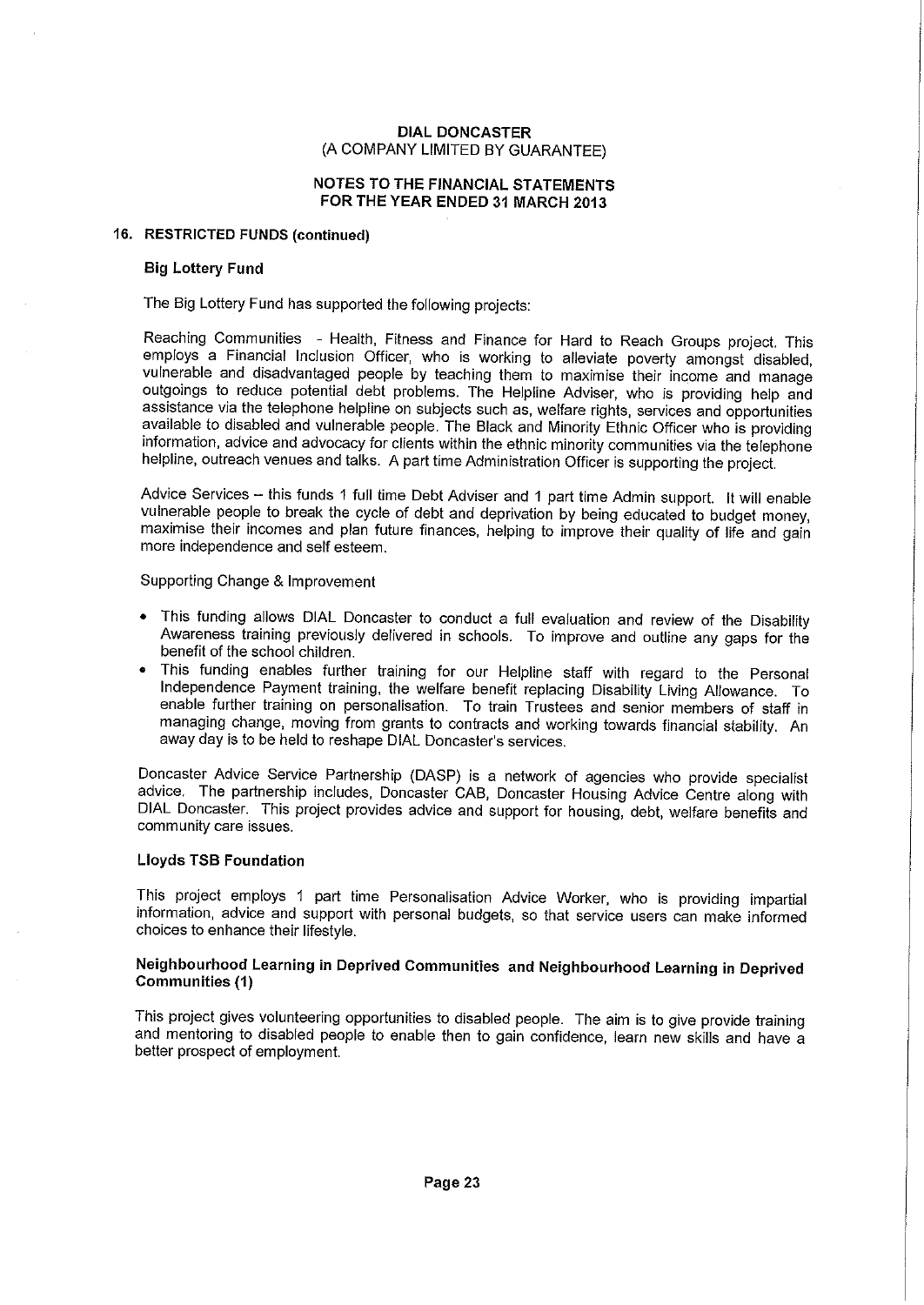**DIAL DONCASTER**
**(A COMPANY LIMITED BY GUARANTEE)**

**NOTES TO THE FINANCIAL STATEMENTS**
**FOR THE YEAR ENDED 31 MARCH 2013**

### 16. RESTRICTED FUNDS (continued)

**Big Lottery Fund**

The Big Lottery Fund has supported the following projects:

Reaching Communities - Health, Fitness and Finance for Hard to Reach Groups project. This employs a Financial Inclusion Officer, who is working to alleviate poverty amongst disabled, vulnerable and disadvantaged people by teaching them to maximise their income and manage outgoings to reduce potential debt problems. The Helpline Adviser, who is providing help and assistance via the telephone helpline on subjects such as, welfare rights, services and opportunities available to disabled and vulnerable people. The Black and Minority Ethnic Officer who is providing information, advice and advocacy for clients within the ethnic minority communities via the telephone helpline, outreach venues and talks. A part time Administration Officer is supporting the project.

Advice Services – this funds 1 full time Debt Adviser and 1 part time Admin support. It will enable vulnerable people to break the cycle of debt and deprivation by being educated to budget money, maximise their incomes and plan future finances, helping to improve their quality of life and gain more independence and self esteem.

Supporting Change & Improvement

- This funding allows DIAL Doncaster to conduct a full evaluation and review of the Disability Awareness training previously delivered in schools. To improve and outline any gaps for the benefit of the school children.
- This funding enables further training for our Helpline staff with regard to the Personal Independence Payment training, the welfare benefit replacing Disability Living Allowance. To enable further training on personalisation. To train Trustees and senior members of staff in managing change, moving from grants to contracts and working towards financial stability. An away day is to be held to reshape DIAL Doncaster's services.

Doncaster Advice Service Partnership (DASP) is a network of agencies who provide specialist advice. The partnership includes, Doncaster CAB, Doncaster Housing Advice Centre along with DIAL Doncaster. This project provides advice and support for housing, debt, welfare benefits and community care issues.

**Lloyds TSB Foundation**

This project employs 1 part time Personalisation Advice Worker, who is providing impartial information, advice and support with personal budgets, so that service users can make informed choices to enhance their lifestyle.

**Neighbourhood Learning in Deprived Communities and Neighbourhood Learning in Deprived Communities (1)**

This project gives volunteering opportunities to disabled people. The aim is to give provide training and mentoring to disabled people to enable then to gain confidence, learn new skills and have a better prospect of employment.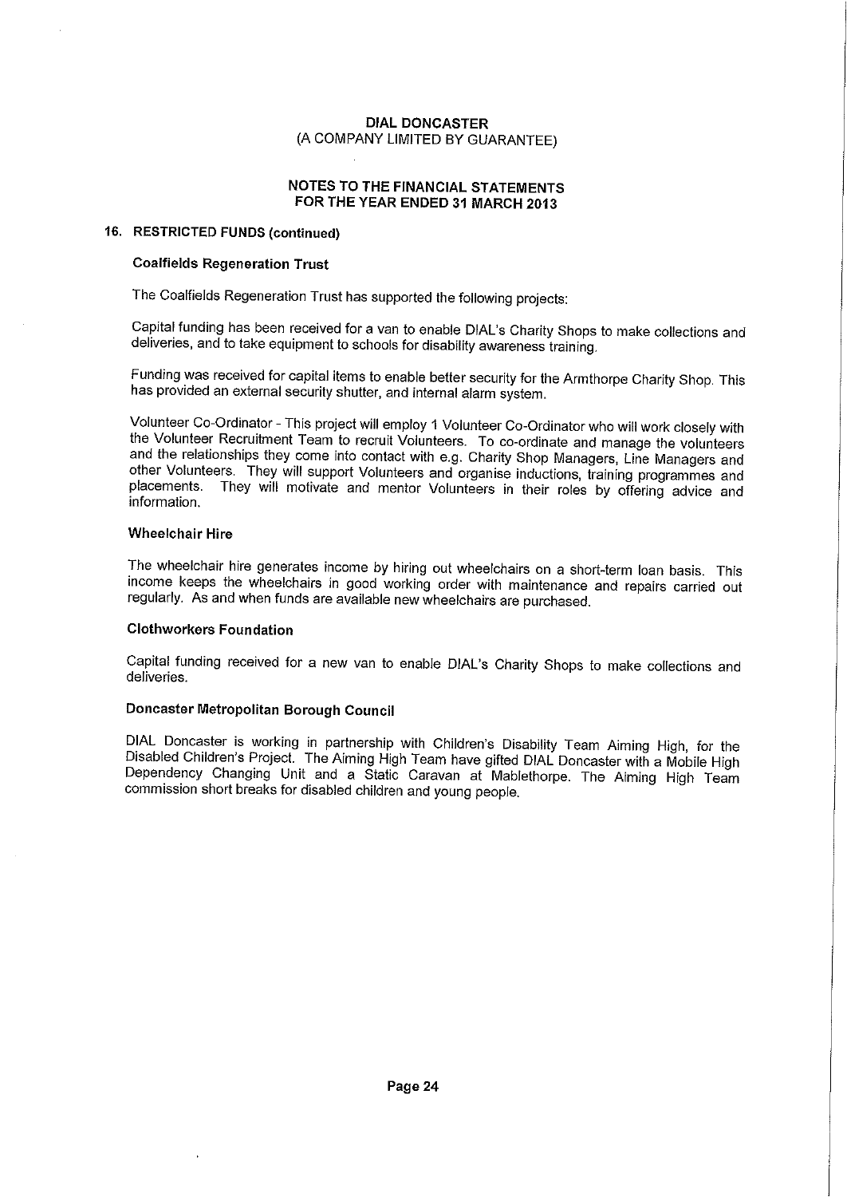# DIAL DONCASTER
(A COMPANY LIMITED BY GUARANTEE)

## NOTES TO THE FINANCIAL STATEMENTS FOR THE YEAR ENDED 31 MARCH 2013

### 16. RESTRICTED FUNDS (continued)

**Coalfields Regeneration Trust**

The Coalfields Regeneration Trust has supported the following projects:

Capital funding has been received for a van to enable DIAL's Charity Shops to make collections and deliveries, and to take equipment to schools for disability awareness training.

Funding was received for capital items to enable better security for the Armthorpe Charity Shop. This has provided an external security shutter, and internal alarm system.

Volunteer Co-Ordinator - This project will employ 1 Volunteer Co-Ordinator who will work closely with the Volunteer Recruitment Team to recruit Volunteers. To co-ordinate and manage the volunteers and the relationships they come into contact with e.g. Charity Shop Managers, Line Managers and other Volunteers. They will support Volunteers and organise inductions, training programmes and placements. They will motivate and mentor Volunteers in their roles by offering advice and information.

**Wheelchair Hire**

The wheelchair hire generates income by hiring out wheelchairs on a short-term loan basis. This income keeps the wheelchairs in good working order with maintenance and repairs carried out regularly. As and when funds are available new wheelchairs are purchased.

**Clothworkers Foundation**

Capital funding received for a new van to enable DIAL's Charity Shops to make collections and deliveries.

**Doncaster Metropolitan Borough Council**

DIAL Doncaster is working in partnership with Children's Disability Team Aiming High, for the Disabled Children's Project. The Aiming High Team have gifted DIAL Doncaster with a Mobile High Dependency Changing Unit and a Static Caravan at Mablethorpe. The Aiming High Team commission short breaks for disabled children and young people.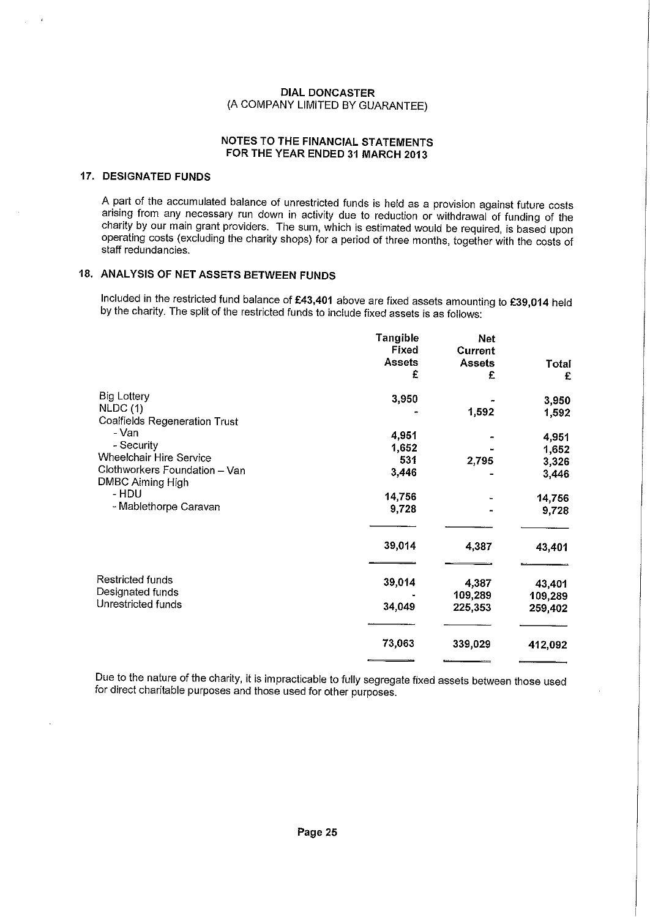**DIAL DONCASTER**
(A COMPANY LIMITED BY GUARANTEE)

**NOTES TO THE FINANCIAL STATEMENTS**
**FOR THE YEAR ENDED 31 MARCH 2013**

## 17. DESIGNATED FUNDS

A part of the accumulated balance of unrestricted funds is held as a provision against future costs arising from any necessary run down in activity due to reduction or withdrawal of funding of the charity by our main grant providers. The sum, which is estimated would be required, is based upon operating costs (excluding the charity shops) for a period of three months, together with the costs of staff redundancies.

## 18. ANALYSIS OF NET ASSETS BETWEEN FUNDS

Included in the restricted fund balance of **£43,401** above are fixed assets amounting to **£39,014** held by the charity. The split of the restricted funds to include fixed assets is as follows:

| | Tangible Fixed Assets £ | Net Current Assets £ | Total £ |
|---|---|---|---|
| Big Lottery | 3,950 | - | 3,950 |
| NLDC (1) | - | 1,592 | 1,592 |
| Coalfields Regeneration Trust | | | |
| - Van | 4,951 | - | 4,951 |
| - Security | 1,652 | - | 1,652 |
| Wheelchair Hire Service | 531 | 2,795 | 3,326 |
| Clothworkers Foundation – Van | 3,446 | - | 3,446 |
| DMBC Aiming High | | | |
| - HDU | 14,756 | - | 14,756 |
| - Mablethorpe Caravan | 9,728 | - | 9,728 |
| | 39,014 | 4,387 | 43,401 |
| Restricted funds | 39,014 | 4,387 | 43,401 |
| Designated funds | - | 109,289 | 109,289 |
| Unrestricted funds | 34,049 | 225,353 | 259,402 |
| | 73,063 | 339,029 | 412,092 |

Due to the nature of the charity, it is impracticable to fully segregate fixed assets between those used for direct charitable purposes and those used for other purposes.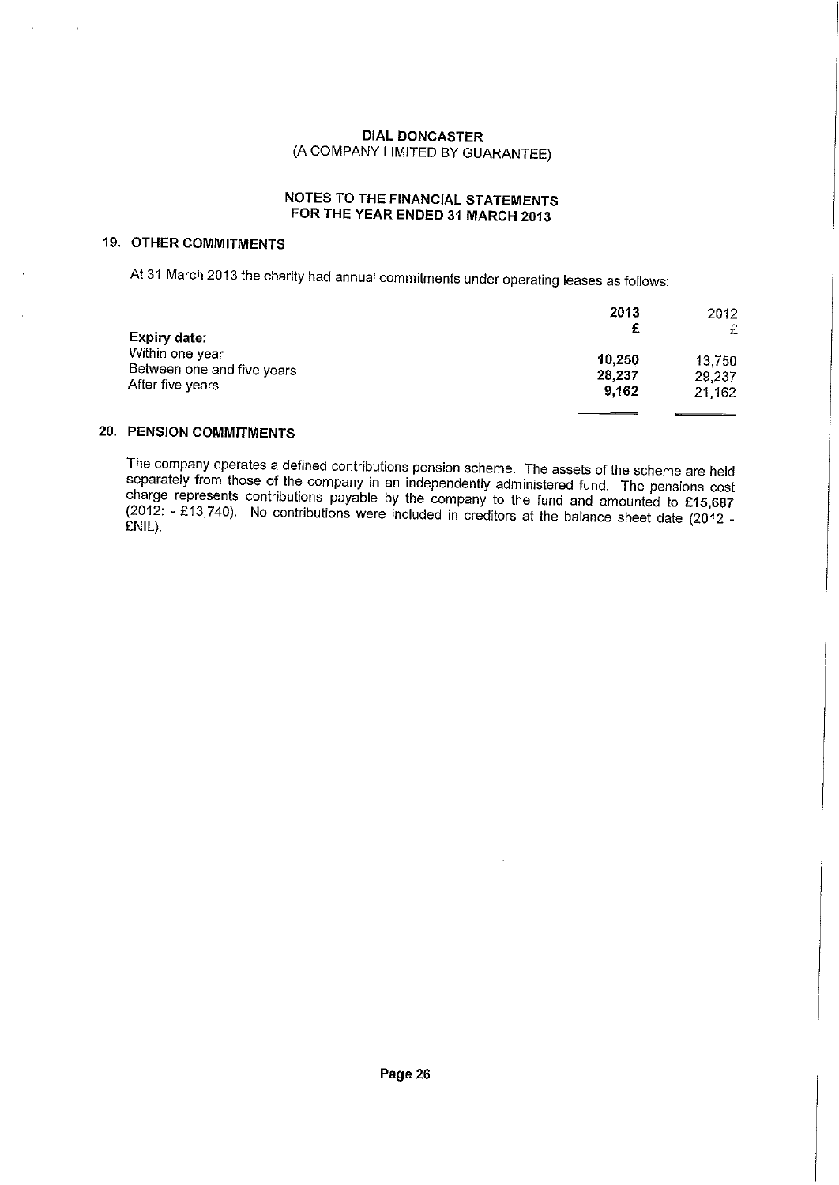**DIAL DONCASTER**
(A COMPANY LIMITED BY GUARANTEE)

**NOTES TO THE FINANCIAL STATEMENTS**
**FOR THE YEAR ENDED 31 MARCH 2013**

## 19. OTHER COMMITMENTS

At 31 March 2013 the charity had annual commitments under operating leases as follows:

| | 2013 | 2012 |
|---|---|---|
| | £ | £ |
| **Expiry date:** | | |
| Within one year | **10,250** | 13,750 |
| Between one and five years | **28,237** | 29,237 |
| After five years | **9,162** | 21,162 |

## 20. PENSION COMMITMENTS

The company operates a defined contributions pension scheme. The assets of the scheme are held separately from those of the company in an independently administered fund. The pensions cost charge represents contributions payable by the company to the fund and amounted to **£15,687** (2012: - £13,740). No contributions were included in creditors at the balance sheet date (2012 - £NIL).